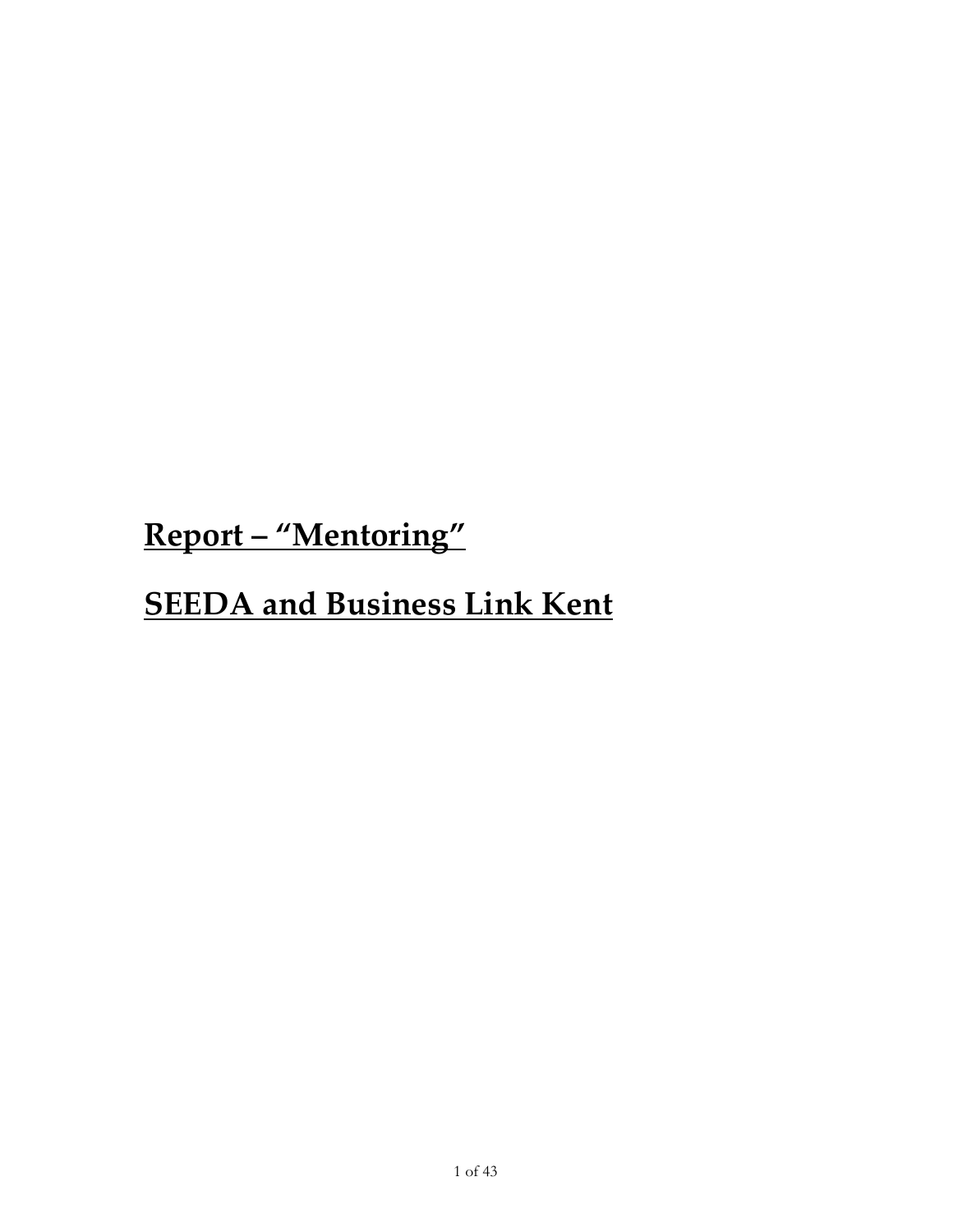# Report – "Mentoring"

# SEEDA and Business Link Kent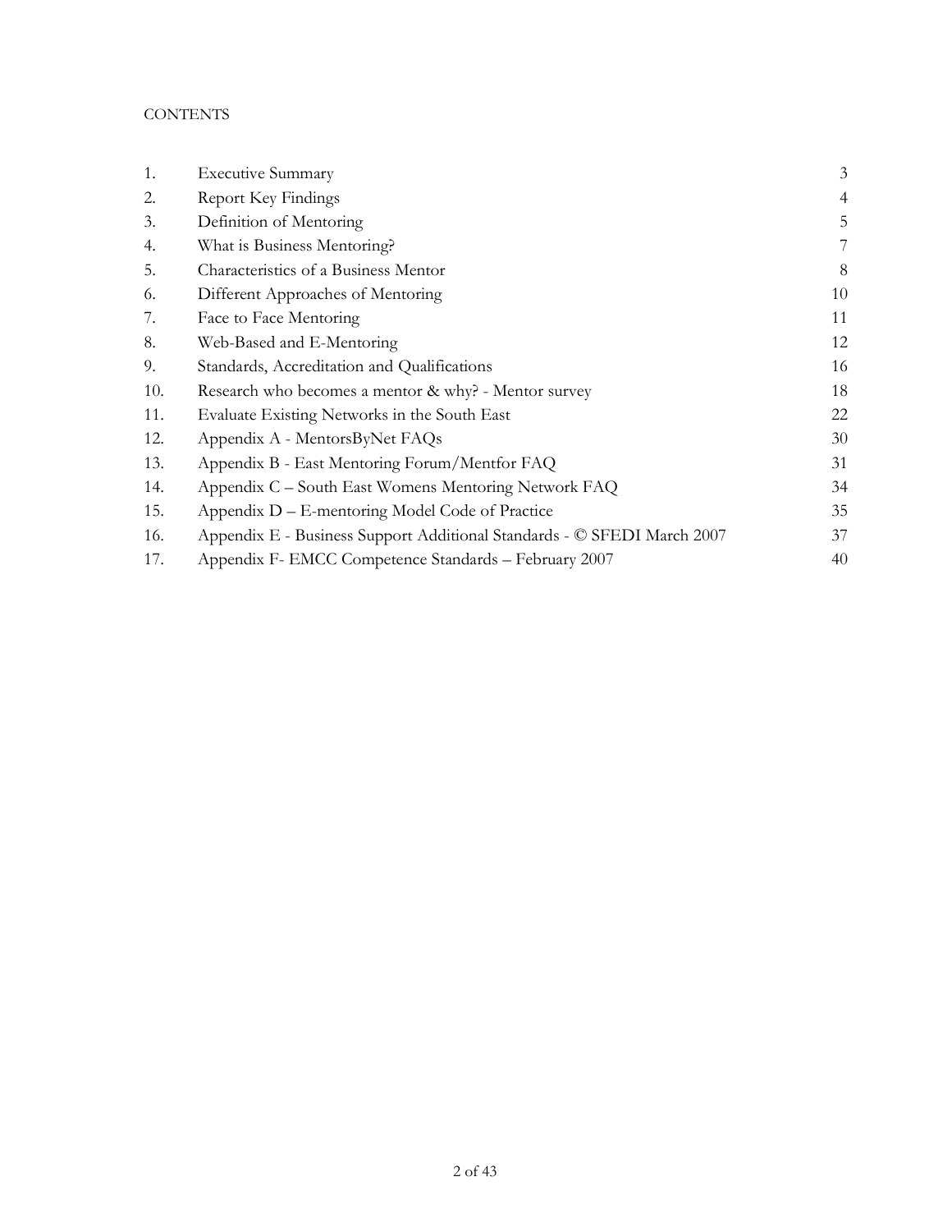CONTENTS

| | | |
|---|---|---|
| 1. | Executive Summary | 3 |
| 2. | Report Key Findings | 4 |
| 3. | Definition of Mentoring | 5 |
| 4. | What is Business Mentoring? | 7 |
| 5. | Characteristics of a Business Mentor | 8 |
| 6. | Different Approaches of Mentoring | 10 |
| 7. | Face to Face Mentoring | 11 |
| 8. | Web-Based and E-Mentoring | 12 |
| 9. | Standards, Accreditation and Qualifications | 16 |
| 10. | Research who becomes a mentor & why? - Mentor survey | 18 |
| 11. | Evaluate Existing Networks in the South East | 22 |
| 12. | Appendix A - MentorsByNet FAQs | 30 |
| 13. | Appendix B - East Mentoring Forum/Mentfor FAQ | 31 |
| 14. | Appendix C – South East Womens Mentoring Network FAQ | 34 |
| 15. | Appendix D – E-mentoring Model Code of Practice | 35 |
| 16. | Appendix E - Business Support Additional Standards - © SFEDI March 2007 | 37 |
| 17. | Appendix F- EMCC Competence Standards – February 2007 | 40 |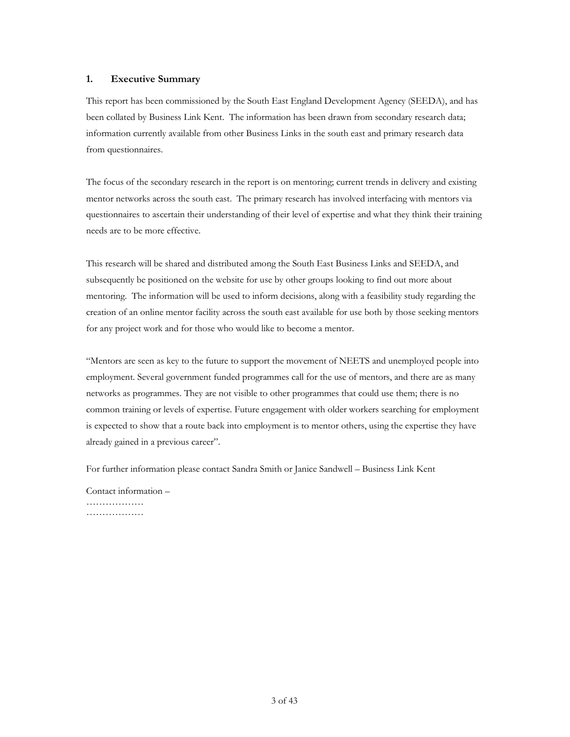## 1. Executive Summary

This report has been commissioned by the South East England Development Agency (SEEDA), and has been collated by Business Link Kent. The information has been drawn from secondary research data; information currently available from other Business Links in the south east and primary research data from questionnaires.

The focus of the secondary research in the report is on mentoring; current trends in delivery and existing mentor networks across the south east. The primary research has involved interfacing with mentors via questionnaires to ascertain their understanding of their level of expertise and what they think their training needs are to be more effective.

This research will be shared and distributed among the South East Business Links and SEEDA, and subsequently be positioned on the website for use by other groups looking to find out more about mentoring. The information will be used to inform decisions, along with a feasibility study regarding the creation of an online mentor facility across the south east available for use both by those seeking mentors for any project work and for those who would like to become a mentor.

"Mentors are seen as key to the future to support the movement of NEETS and unemployed people into employment. Several government funded programmes call for the use of mentors, and there are as many networks as programmes. They are not visible to other programmes that could use them; there is no common training or levels of expertise. Future engagement with older workers searching for employment is expected to show that a route back into employment is to mentor others, using the expertise they have already gained in a previous career".

For further information please contact Sandra Smith or Janice Sandwell – Business Link Kent

Contact information –
………………
………………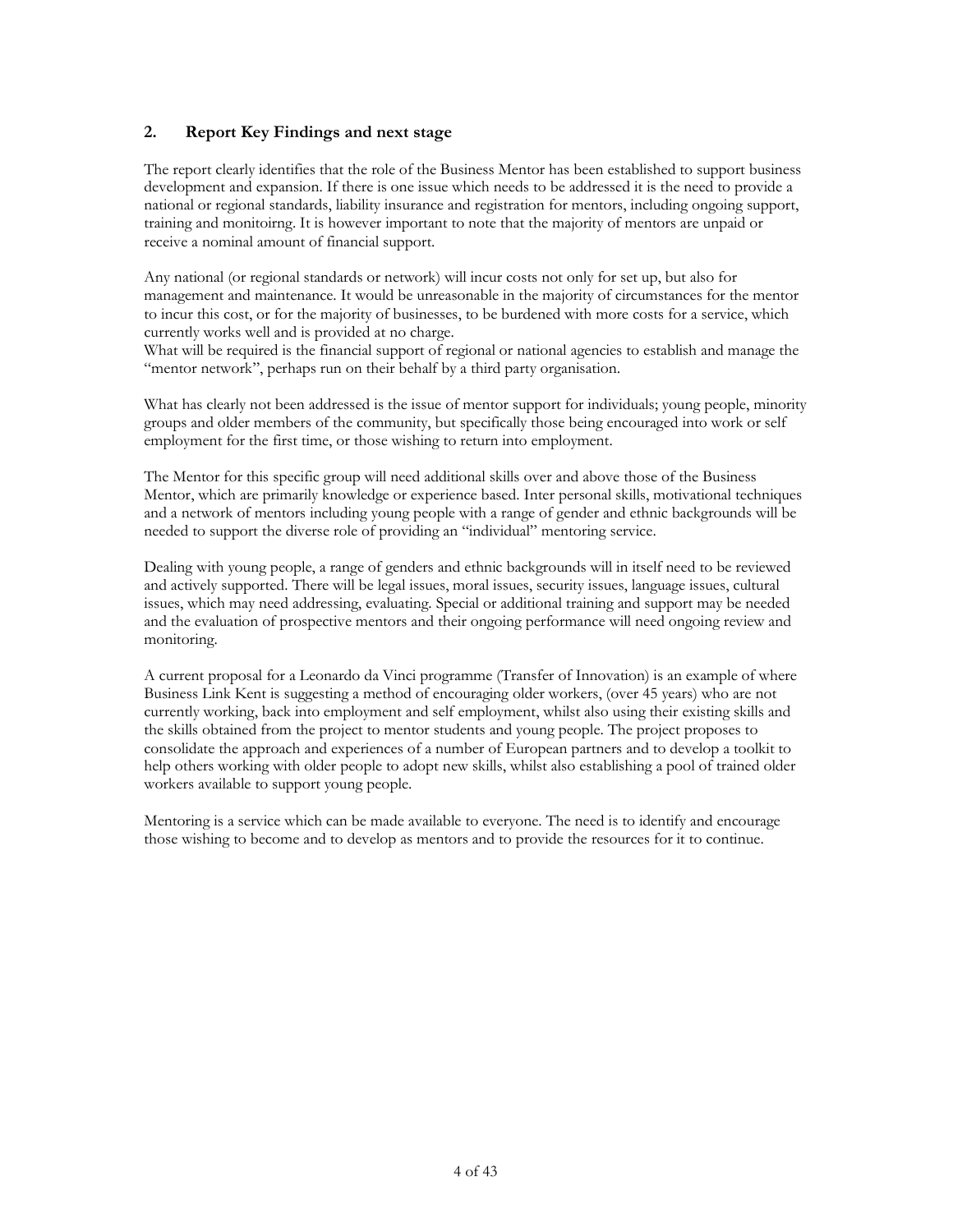## 2. Report Key Findings and next stage

The report clearly identifies that the role of the Business Mentor has been established to support business development and expansion. If there is one issue which needs to be addressed it is the need to provide a national or regional standards, liability insurance and registration for mentors, including ongoing support, training and monitoirng. It is however important to note that the majority of mentors are unpaid or receive a nominal amount of financial support.

Any national (or regional standards or network) will incur costs not only for set up, but also for management and maintenance. It would be unreasonable in the majority of circumstances for the mentor to incur this cost, or for the majority of businesses, to be burdened with more costs for a service, which currently works well and is provided at no charge.
What will be required is the financial support of regional or national agencies to establish and manage the "mentor network", perhaps run on their behalf by a third party organisation.

What has clearly not been addressed is the issue of mentor support for individuals; young people, minority groups and older members of the community, but specifically those being encouraged into work or self employment for the first time, or those wishing to return into employment.

The Mentor for this specific group will need additional skills over and above those of the Business Mentor, which are primarily knowledge or experience based. Inter personal skills, motivational techniques and a network of mentors including young people with a range of gender and ethnic backgrounds will be needed to support the diverse role of providing an "individual" mentoring service.

Dealing with young people, a range of genders and ethnic backgrounds will in itself need to be reviewed and actively supported. There will be legal issues, moral issues, security issues, language issues, cultural issues, which may need addressing, evaluating. Special or additional training and support may be needed and the evaluation of prospective mentors and their ongoing performance will need ongoing review and monitoring.

A current proposal for a Leonardo da Vinci programme (Transfer of Innovation) is an example of where Business Link Kent is suggesting a method of encouraging older workers, (over 45 years) who are not currently working, back into employment and self employment, whilst also using their existing skills and the skills obtained from the project to mentor students and young people. The project proposes to consolidate the approach and experiences of a number of European partners and to develop a toolkit to help others working with older people to adopt new skills, whilst also establishing a pool of trained older workers available to support young people.

Mentoring is a service which can be made available to everyone. The need is to identify and encourage those wishing to become and to develop as mentors and to provide the resources for it to continue.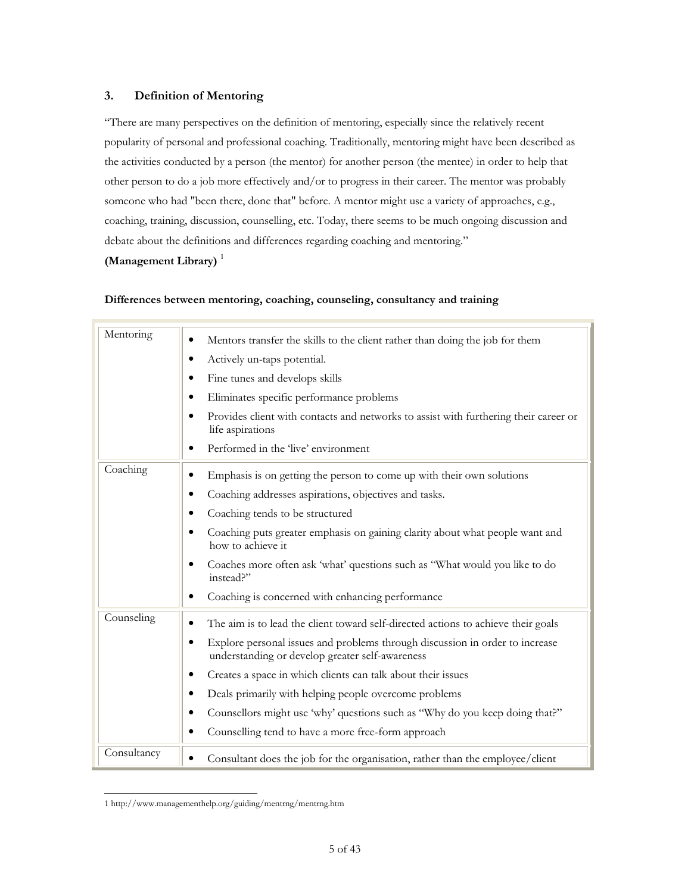## 3. Definition of Mentoring

"There are many perspectives on the definition of mentoring, especially since the relatively recent popularity of personal and professional coaching. Traditionally, mentoring might have been described as the activities conducted by a person (the mentor) for another person (the mentee) in order to help that other person to do a job more effectively and/or to progress in their career. The mentor was probably someone who had "been there, done that" before. A mentor might use a variety of approaches, e.g., coaching, training, discussion, counselling, etc. Today, there seems to be much ongoing discussion and debate about the definitions and differences regarding coaching and mentoring."

**(Management Library)** [1]

**Differences between mentoring, coaching, counseling, consultancy and training**

| | |
|---|---|
| Mentoring | • Mentors transfer the skills to the client rather than doing the job for them<br>• Actively un-taps potential.<br>• Fine tunes and develops skills<br>• Eliminates specific performance problems<br>• Provides client with contacts and networks to assist with furthering their career or life aspirations<br>• Performed in the 'live' environment |
| Coaching | • Emphasis is on getting the person to come up with their own solutions<br>• Coaching addresses aspirations, objectives and tasks.<br>• Coaching tends to be structured<br>• Coaching puts greater emphasis on gaining clarity about what people want and how to achieve it<br>• Coaches more often ask 'what' questions such as "What would you like to do instead?"<br>• Coaching is concerned with enhancing performance |
| Counseling | • The aim is to lead the client toward self-directed actions to achieve their goals<br>• Explore personal issues and problems through discussion in order to increase understanding or develop greater self-awareness<br>• Creates a space in which clients can talk about their issues<br>• Deals primarily with helping people overcome problems<br>• Counsellors might use 'why' questions such as "Why do you keep doing that?"<br>• Counselling tend to have a more free-form approach |
| Consultancy | • Consultant does the job for the organisation, rather than the employee/client |

1 http://www.managementhelp.org/guiding/mentrng/mentrng.htm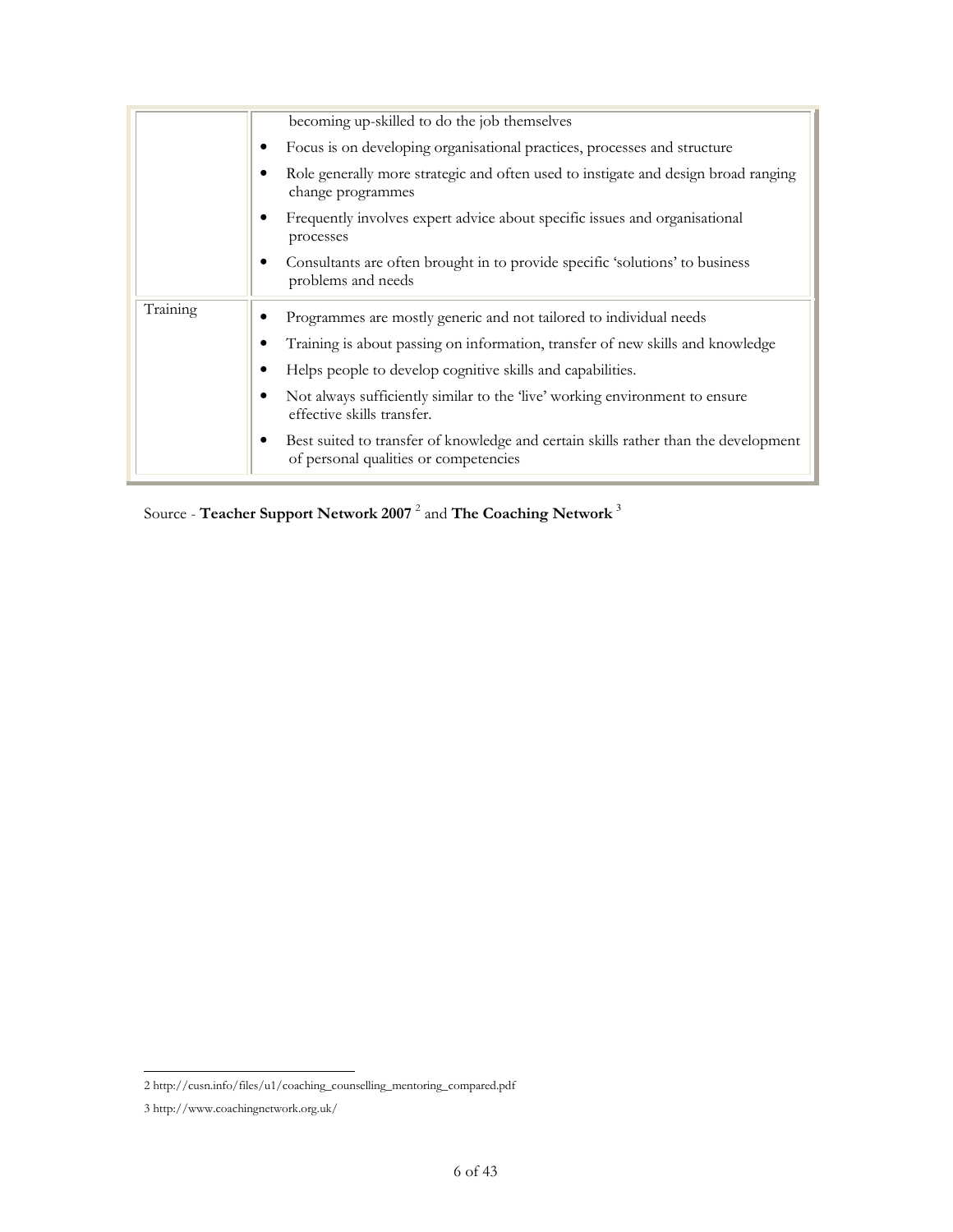| | |
|---|---|
| | becoming up-skilled to do the job themselves<br>• Focus is on developing organisational practices, processes and structure<br>• Role generally more strategic and often used to instigate and design broad ranging change programmes<br>• Frequently involves expert advice about specific issues and organisational processes<br>• Consultants are often brought in to provide specific 'solutions' to business problems and needs |
| Training | • Programmes are mostly generic and not tailored to individual needs<br>• Training is about passing on information, transfer of new skills and knowledge<br>• Helps people to develop cognitive skills and capabilities.<br>• Not always sufficiently similar to the 'live' working environment to ensure effective skills transfer.<br>• Best suited to transfer of knowledge and certain skills rather than the development of personal qualities or competencies |

Source - **Teacher Support Network 2007** [2] and **The Coaching Network** [3]

2 http://cusn.info/files/u1/coaching_counselling_mentoring_compared.pdf

3 http://www.coachingnetwork.org.uk/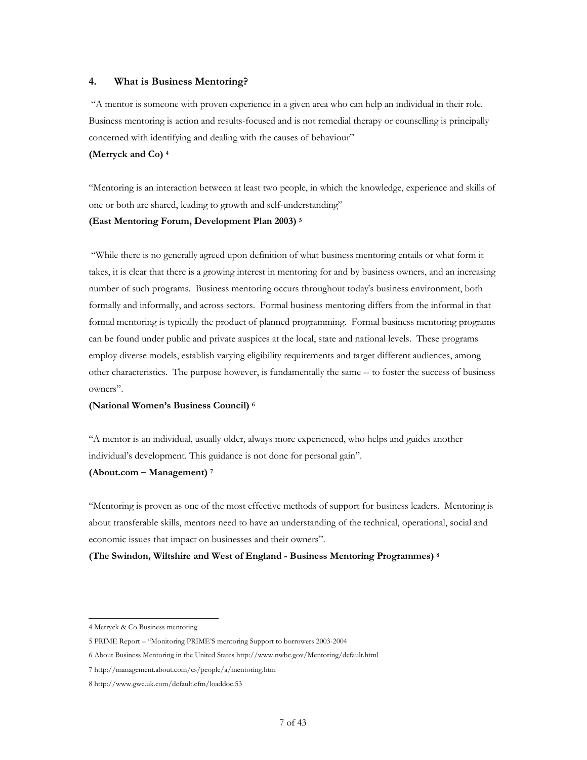## 4. What is Business Mentoring?

"A mentor is someone with proven experience in a given area who can help an individual in their role. Business mentoring is action and results-focused and is not remedial therapy or counselling is principally concerned with identifying and dealing with the causes of behaviour"

**(Merryck and Co) [4]**

"Mentoring is an interaction between at least two people, in which the knowledge, experience and skills of one or both are shared, leading to growth and self-understanding"

**(East Mentoring Forum, Development Plan 2003) [5]**

"While there is no generally agreed upon definition of what business mentoring entails or what form it takes, it is clear that there is a growing interest in mentoring for and by business owners, and an increasing number of such programs. Business mentoring occurs throughout today's business environment, both formally and informally, and across sectors. Formal business mentoring differs from the informal in that formal mentoring is typically the product of planned programming. Formal business mentoring programs can be found under public and private auspices at the local, state and national levels. These programs employ diverse models, establish varying eligibility requirements and target different audiences, among other characteristics. The purpose however, is fundamentally the same -- to foster the success of business owners".

**(National Women's Business Council) [6]**

"A mentor is an individual, usually older, always more experienced, who helps and guides another individual's development. This guidance is not done for personal gain".

**(About.com – Management) [7]**

"Mentoring is proven as one of the most effective methods of support for business leaders. Mentoring is about transferable skills, mentors need to have an understanding of the technical, operational, social and economic issues that impact on businesses and their owners".

**(The Swindon, Wiltshire and West of England - Business Mentoring Programmes) [8]**

---

4 Merryck & Co Business mentoring

5 PRIME Report – "Monitoring PRIME'S mentoring Support to borrowers 2003-2004

6 About Business Mentoring in the United States http://www.nwbc.gov/Mentoring/default.html

7 http://management.about.com/cs/people/a/mentoring.htm

8 http://www.gwe.uk.com/default.cfm/loaddoc.53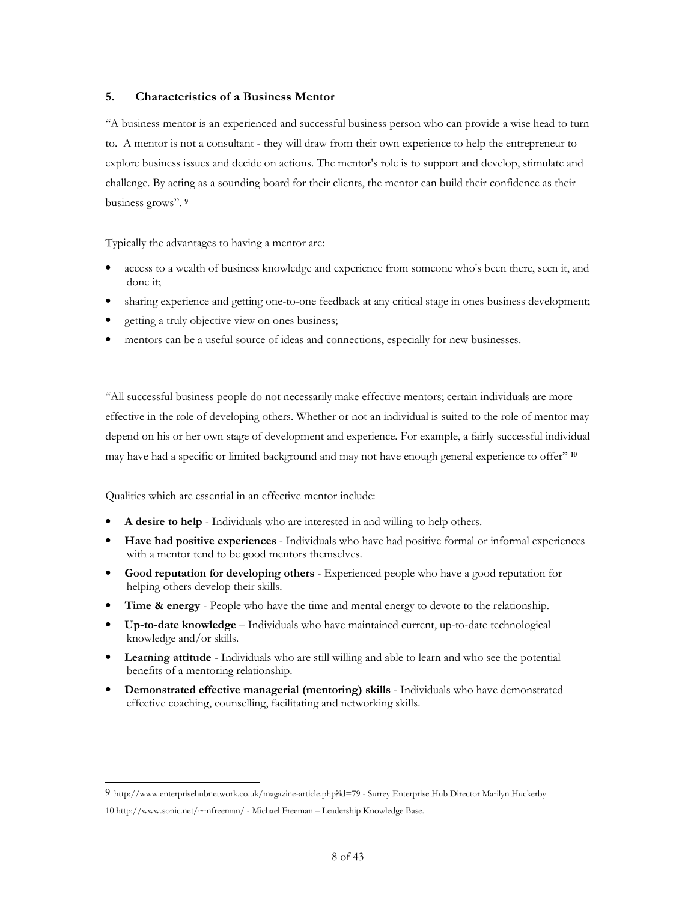## 5. Characteristics of a Business Mentor

"A business mentor is an experienced and successful business person who can provide a wise head to turn to. A mentor is not a consultant - they will draw from their own experience to help the entrepreneur to explore business issues and decide on actions. The mentor's role is to support and develop, stimulate and challenge. By acting as a sounding board for their clients, the mentor can build their confidence as their business grows". [9]

Typically the advantages to having a mentor are:

- access to a wealth of business knowledge and experience from someone who's been there, seen it, and done it;
- sharing experience and getting one-to-one feedback at any critical stage in ones business development;
- getting a truly objective view on ones business;
- mentors can be a useful source of ideas and connections, especially for new businesses.

"All successful business people do not necessarily make effective mentors; certain individuals are more effective in the role of developing others. Whether or not an individual is suited to the role of mentor may depend on his or her own stage of development and experience. For example, a fairly successful individual may have had a specific or limited background and may not have enough general experience to offer" [10]

Qualities which are essential in an effective mentor include:

- **A desire to help** - Individuals who are interested in and willing to help others.
- **Have had positive experiences** - Individuals who have had positive formal or informal experiences with a mentor tend to be good mentors themselves.
- **Good reputation for developing others** - Experienced people who have a good reputation for helping others develop their skills.
- **Time & energy** - People who have the time and mental energy to devote to the relationship.
- **Up-to-date knowledge** – Individuals who have maintained current, up-to-date technological knowledge and/or skills.
- **Learning attitude** - Individuals who are still willing and able to learn and who see the potential benefits of a mentoring relationship.
- **Demonstrated effective managerial (mentoring) skills** - Individuals who have demonstrated effective coaching, counselling, facilitating and networking skills.

---

9 http://www.enterprisehubnetwork.co.uk/magazine-article.php?id=79 - Surrey Enterprise Hub Director Marilyn Huckerby

10 http://www.sonic.net/~mfreeman/ - Michael Freeman – Leadership Knowledge Base.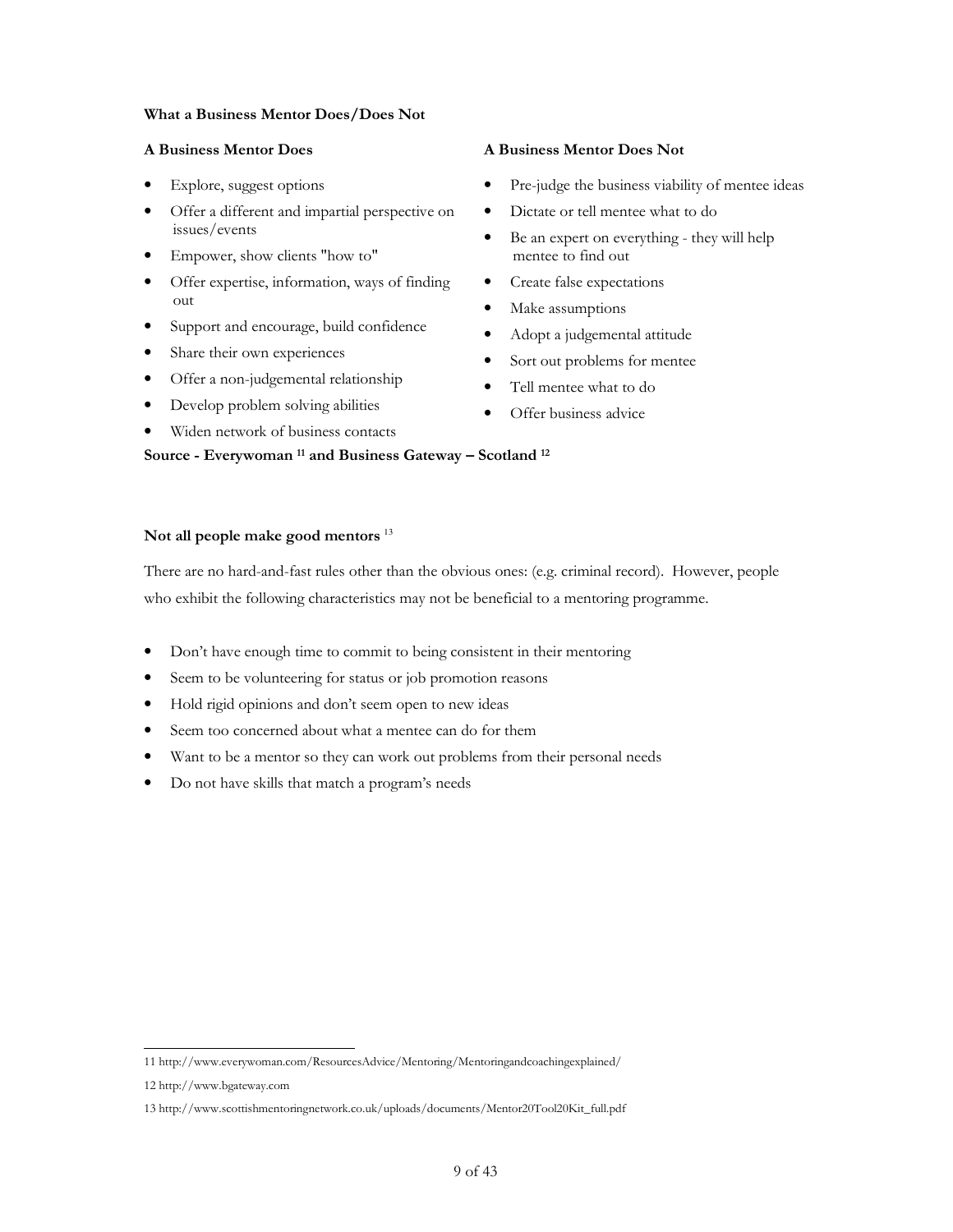**What a Business Mentor Does/Does Not**

**A Business Mentor Does**

- Explore, suggest options
- Offer a different and impartial perspective on issues/events
- Empower, show clients "how to"
- Offer expertise, information, ways of finding out
- Support and encourage, build confidence
- Share their own experiences
- Offer a non-judgemental relationship
- Develop problem solving abilities
- Widen network of business contacts

**A Business Mentor Does Not**

- Pre-judge the business viability of mentee ideas
- Dictate or tell mentee what to do
- Be an expert on everything - they will help mentee to find out
- Create false expectations
- Make assumptions
- Adopt a judgemental attitude
- Sort out problems for mentee
- Tell mentee what to do
- Offer business advice

**Source - Everywoman [11] and Business Gateway – Scotland [12]**

**Not all people make good mentors** [13]

There are no hard-and-fast rules other than the obvious ones: (e.g. criminal record). However, people who exhibit the following characteristics may not be beneficial to a mentoring programme.

- Don't have enough time to commit to being consistent in their mentoring
- Seem to be volunteering for status or job promotion reasons
- Hold rigid opinions and don't seem open to new ideas
- Seem too concerned about what a mentee can do for them
- Want to be a mentor so they can work out problems from their personal needs
- Do not have skills that match a program's needs

---

11 http://www.everywoman.com/ResourcesAdvice/Mentoring/Mentoringandcoachingexplained/

12 http://www.bgateway.com

13 http://www.scottishmentoringnetwork.co.uk/uploads/documents/Mentor20Tool20Kit_full.pdf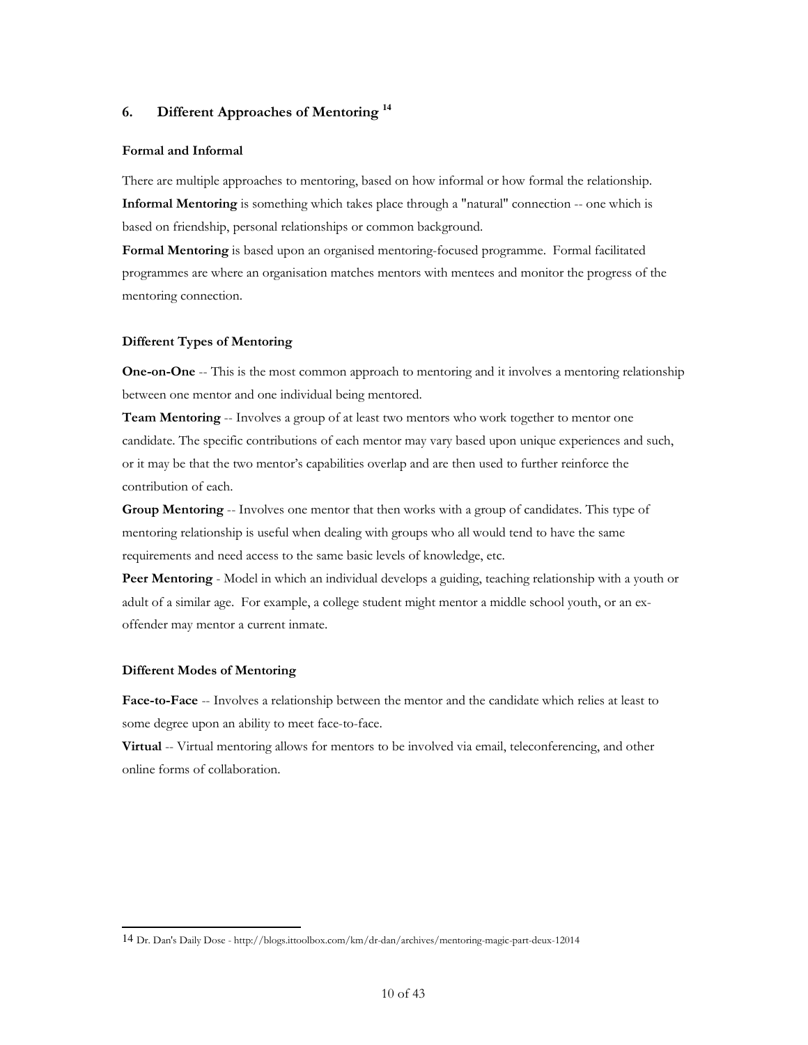## 6. Different Approaches of Mentoring [14]

### Formal and Informal

There are multiple approaches to mentoring, based on how informal or how formal the relationship.

**Informal Mentoring** is something which takes place through a "natural" connection -- one which is based on friendship, personal relationships or common background.

**Formal Mentoring** is based upon an organised mentoring-focused programme. Formal facilitated programmes are where an organisation matches mentors with mentees and monitor the progress of the mentoring connection.

### Different Types of Mentoring

**One-on-One** -- This is the most common approach to mentoring and it involves a mentoring relationship between one mentor and one individual being mentored.

**Team Mentoring** -- Involves a group of at least two mentors who work together to mentor one candidate. The specific contributions of each mentor may vary based upon unique experiences and such, or it may be that the two mentor's capabilities overlap and are then used to further reinforce the contribution of each.

**Group Mentoring** -- Involves one mentor that then works with a group of candidates. This type of mentoring relationship is useful when dealing with groups who all would tend to have the same requirements and need access to the same basic levels of knowledge, etc.

**Peer Mentoring** - Model in which an individual develops a guiding, teaching relationship with a youth or adult of a similar age. For example, a college student might mentor a middle school youth, or an ex-offender may mentor a current inmate.

### Different Modes of Mentoring

**Face-to-Face** -- Involves a relationship between the mentor and the candidate which relies at least to some degree upon an ability to meet face-to-face.

**Virtual** -- Virtual mentoring allows for mentors to be involved via email, teleconferencing, and other online forms of collaboration.

---

14 Dr. Dan's Daily Dose - http://blogs.ittoolbox.com/km/dr-dan/archives/mentoring-magic-part-deux-12014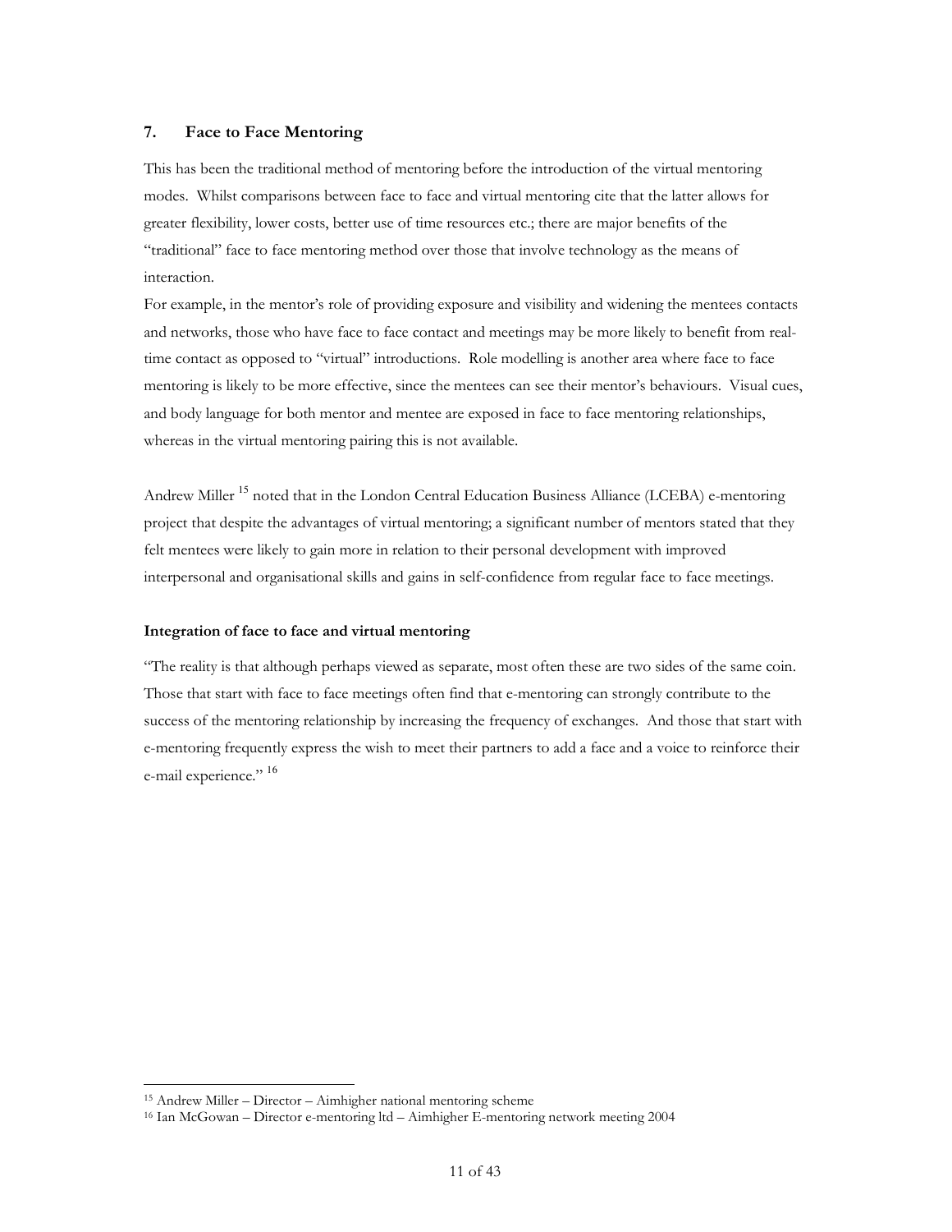## 7. Face to Face Mentoring

This has been the traditional method of mentoring before the introduction of the virtual mentoring modes. Whilst comparisons between face to face and virtual mentoring cite that the latter allows for greater flexibility, lower costs, better use of time resources etc.; there are major benefits of the "traditional" face to face mentoring method over those that involve technology as the means of interaction.

For example, in the mentor's role of providing exposure and visibility and widening the mentees contacts and networks, those who have face to face contact and meetings may be more likely to benefit from real-time contact as opposed to "virtual" introductions. Role modelling is another area where face to face mentoring is likely to be more effective, since the mentees can see their mentor's behaviours. Visual cues, and body language for both mentor and mentee are exposed in face to face mentoring relationships, whereas in the virtual mentoring pairing this is not available.

Andrew Miller [15] noted that in the London Central Education Business Alliance (LCEBA) e-mentoring project that despite the advantages of virtual mentoring; a significant number of mentors stated that they felt mentees were likely to gain more in relation to their personal development with improved interpersonal and organisational skills and gains in self-confidence from regular face to face meetings.

**Integration of face to face and virtual mentoring**

"The reality is that although perhaps viewed as separate, most often these are two sides of the same coin. Those that start with face to face meetings often find that e-mentoring can strongly contribute to the success of the mentoring relationship by increasing the frequency of exchanges. And those that start with e-mentoring frequently express the wish to meet their partners to add a face and a voice to reinforce their e-mail experience." [16]

---

[15] Andrew Miller – Director – Aimhigher national mentoring scheme

[16] Ian McGowan – Director e-mentoring ltd – Aimhigher E-mentoring network meeting 2004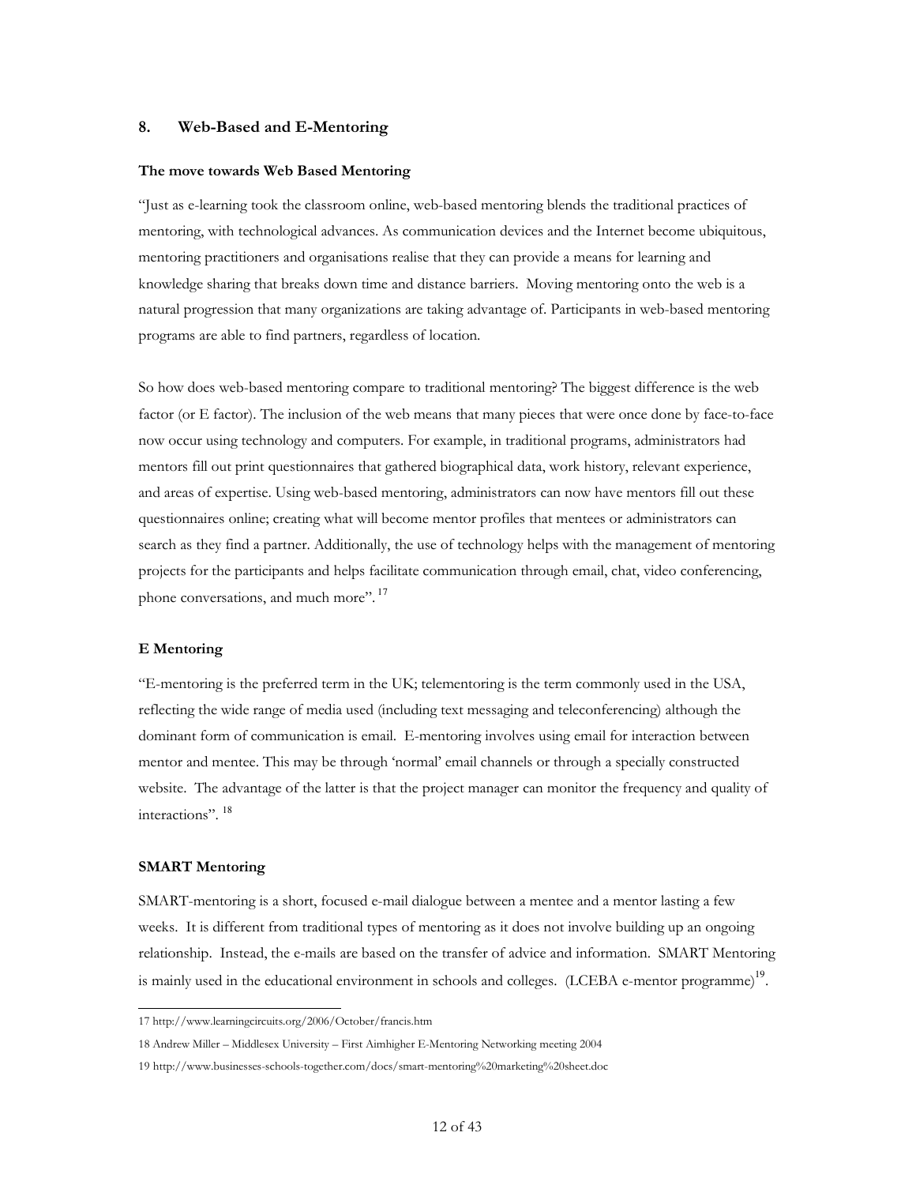## 8. Web-Based and E-Mentoring

### The move towards Web Based Mentoring

"Just as e-learning took the classroom online, web-based mentoring blends the traditional practices of mentoring, with technological advances. As communication devices and the Internet become ubiquitous, mentoring practitioners and organisations realise that they can provide a means for learning and knowledge sharing that breaks down time and distance barriers. Moving mentoring onto the web is a natural progression that many organizations are taking advantage of. Participants in web-based mentoring programs are able to find partners, regardless of location.

So how does web-based mentoring compare to traditional mentoring? The biggest difference is the web factor (or E factor). The inclusion of the web means that many pieces that were once done by face-to-face now occur using technology and computers. For example, in traditional programs, administrators had mentors fill out print questionnaires that gathered biographical data, work history, relevant experience, and areas of expertise. Using web-based mentoring, administrators can now have mentors fill out these questionnaires online; creating what will become mentor profiles that mentees or administrators can search as they find a partner. Additionally, the use of technology helps with the management of mentoring projects for the participants and helps facilitate communication through email, chat, video conferencing, phone conversations, and much more". [17]

### E Mentoring

"E-mentoring is the preferred term in the UK; telementoring is the term commonly used in the USA, reflecting the wide range of media used (including text messaging and teleconferencing) although the dominant form of communication is email. E-mentoring involves using email for interaction between mentor and mentee. This may be through 'normal' email channels or through a specially constructed website. The advantage of the latter is that the project manager can monitor the frequency and quality of interactions". [18]

### SMART Mentoring

SMART-mentoring is a short, focused e-mail dialogue between a mentee and a mentor lasting a few weeks. It is different from traditional types of mentoring as it does not involve building up an ongoing relationship. Instead, the e-mails are based on the transfer of advice and information. SMART Mentoring is mainly used in the educational environment in schools and colleges. (LCEBA e-mentor programme)[19].

---

17 http://www.learningcircuits.org/2006/October/francis.htm

18 Andrew Miller – Middlesex University – First Aimhigher E-Mentoring Networking meeting 2004

19 http://www.businesses-schools-together.com/docs/smart-mentoring%20marketing%20sheet.doc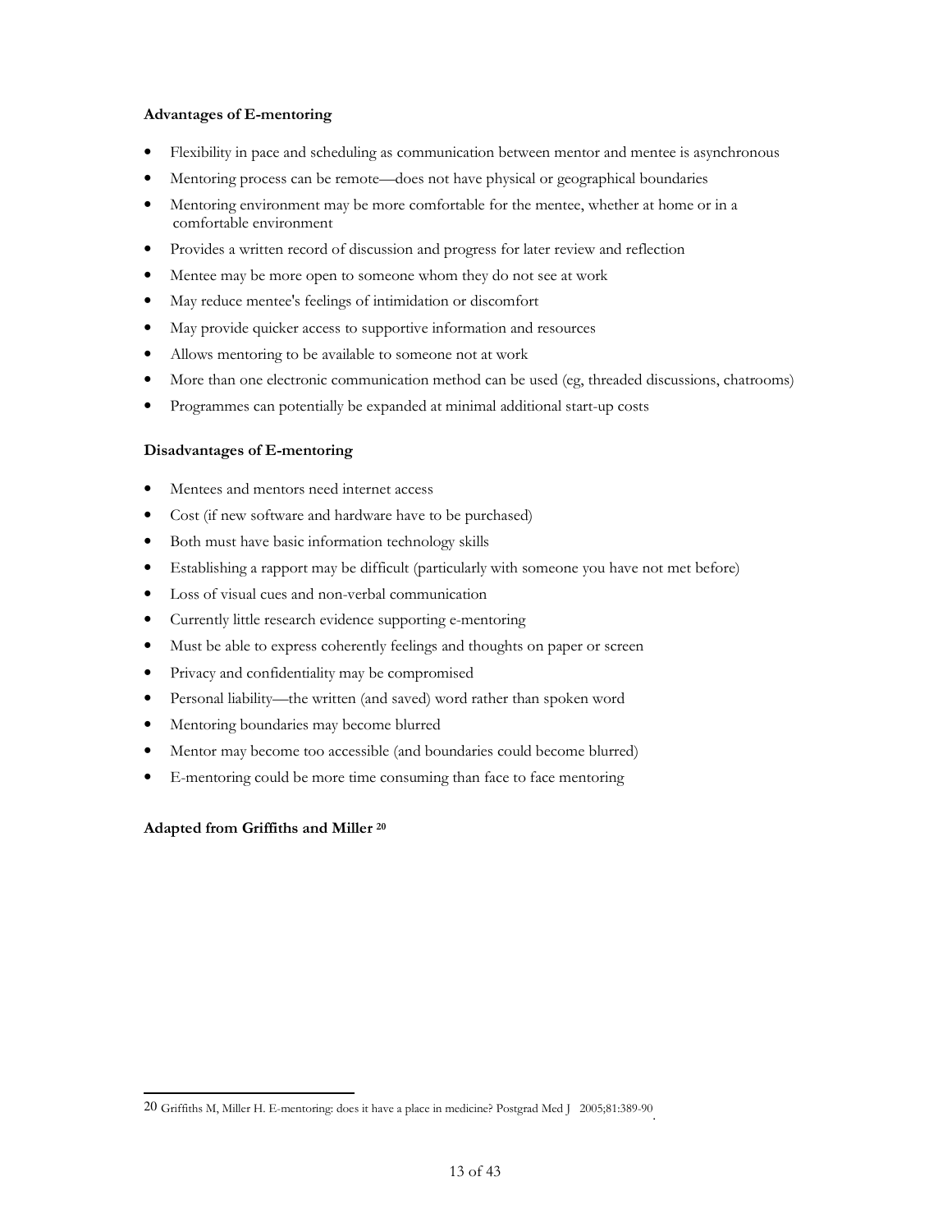**Advantages of E-mentoring**

- Flexibility in pace and scheduling as communication between mentor and mentee is asynchronous
- Mentoring process can be remote—does not have physical or geographical boundaries
- Mentoring environment may be more comfortable for the mentee, whether at home or in a comfortable environment
- Provides a written record of discussion and progress for later review and reflection
- Mentee may be more open to someone whom they do not see at work
- May reduce mentee's feelings of intimidation or discomfort
- May provide quicker access to supportive information and resources
- Allows mentoring to be available to someone not at work
- More than one electronic communication method can be used (eg, threaded discussions, chatrooms)
- Programmes can potentially be expanded at minimal additional start-up costs

**Disadvantages of E-mentoring**

- Mentees and mentors need internet access
- Cost (if new software and hardware have to be purchased)
- Both must have basic information technology skills
- Establishing a rapport may be difficult (particularly with someone you have not met before)
- Loss of visual cues and non-verbal communication
- Currently little research evidence supporting e-mentoring
- Must be able to express coherently feelings and thoughts on paper or screen
- Privacy and confidentiality may be compromised
- Personal liability—the written (and saved) word rather than spoken word
- Mentoring boundaries may become blurred
- Mentor may become too accessible (and boundaries could become blurred)
- E-mentoring could be more time consuming than face to face mentoring

**Adapted from Griffiths and Miller [20]**

[20] Griffiths M, Miller H. E-mentoring: does it have a place in medicine? Postgrad Med J 2005;81:389-90.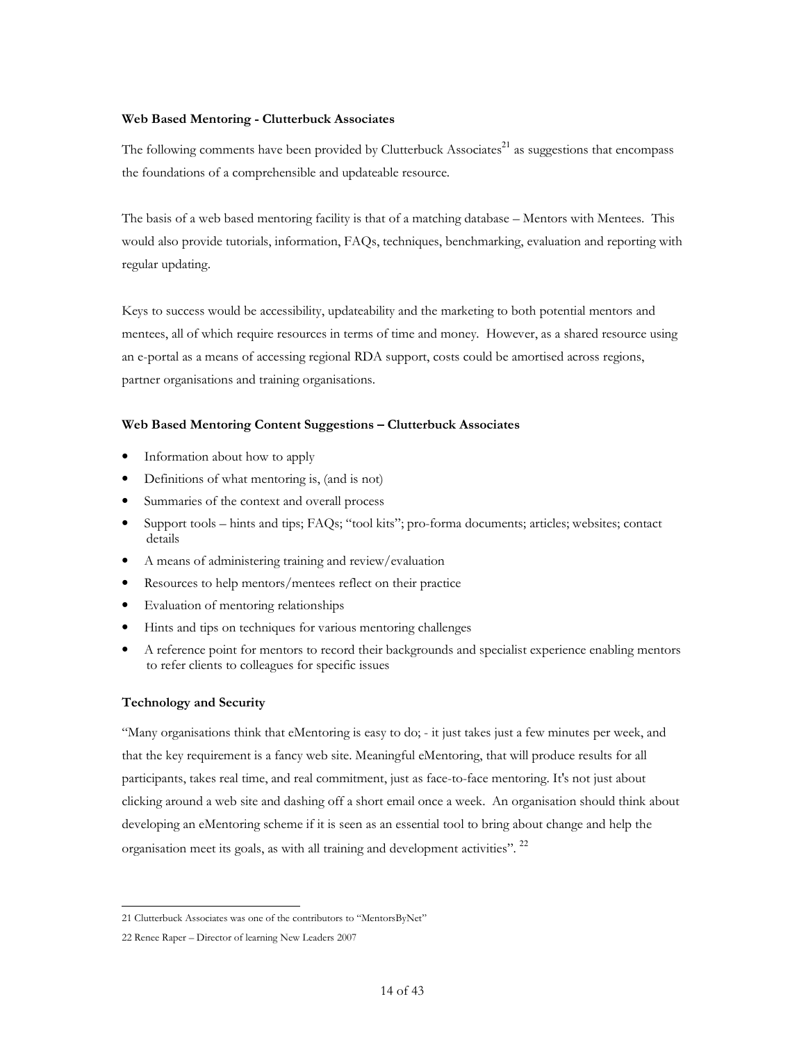**Web Based Mentoring - Clutterbuck Associates**

The following comments have been provided by Clutterbuck Associates[21] as suggestions that encompass the foundations of a comprehensible and updateable resource.

The basis of a web based mentoring facility is that of a matching database – Mentors with Mentees. This would also provide tutorials, information, FAQs, techniques, benchmarking, evaluation and reporting with regular updating.

Keys to success would be accessibility, updateability and the marketing to both potential mentors and mentees, all of which require resources in terms of time and money. However, as a shared resource using an e-portal as a means of accessing regional RDA support, costs could be amortised across regions, partner organisations and training organisations.

**Web Based Mentoring Content Suggestions – Clutterbuck Associates**

- Information about how to apply
- Definitions of what mentoring is, (and is not)
- Summaries of the context and overall process
- Support tools – hints and tips; FAQs; "tool kits"; pro-forma documents; articles; websites; contact details
- A means of administering training and review/evaluation
- Resources to help mentors/mentees reflect on their practice
- Evaluation of mentoring relationships
- Hints and tips on techniques for various mentoring challenges
- A reference point for mentors to record their backgrounds and specialist experience enabling mentors to refer clients to colleagues for specific issues

**Technology and Security**

"Many organisations think that eMentoring is easy to do; - it just takes just a few minutes per week, and that the key requirement is a fancy web site. Meaningful eMentoring, that will produce results for all participants, takes real time, and real commitment, just as face-to-face mentoring. It's not just about clicking around a web site and dashing off a short email once a week. An organisation should think about developing an eMentoring scheme if it is seen as an essential tool to bring about change and help the organisation meet its goals, as with all training and development activities". [22]

---

21 Clutterbuck Associates was one of the contributors to "MentorsByNet"

22 Renee Raper – Director of learning New Leaders 2007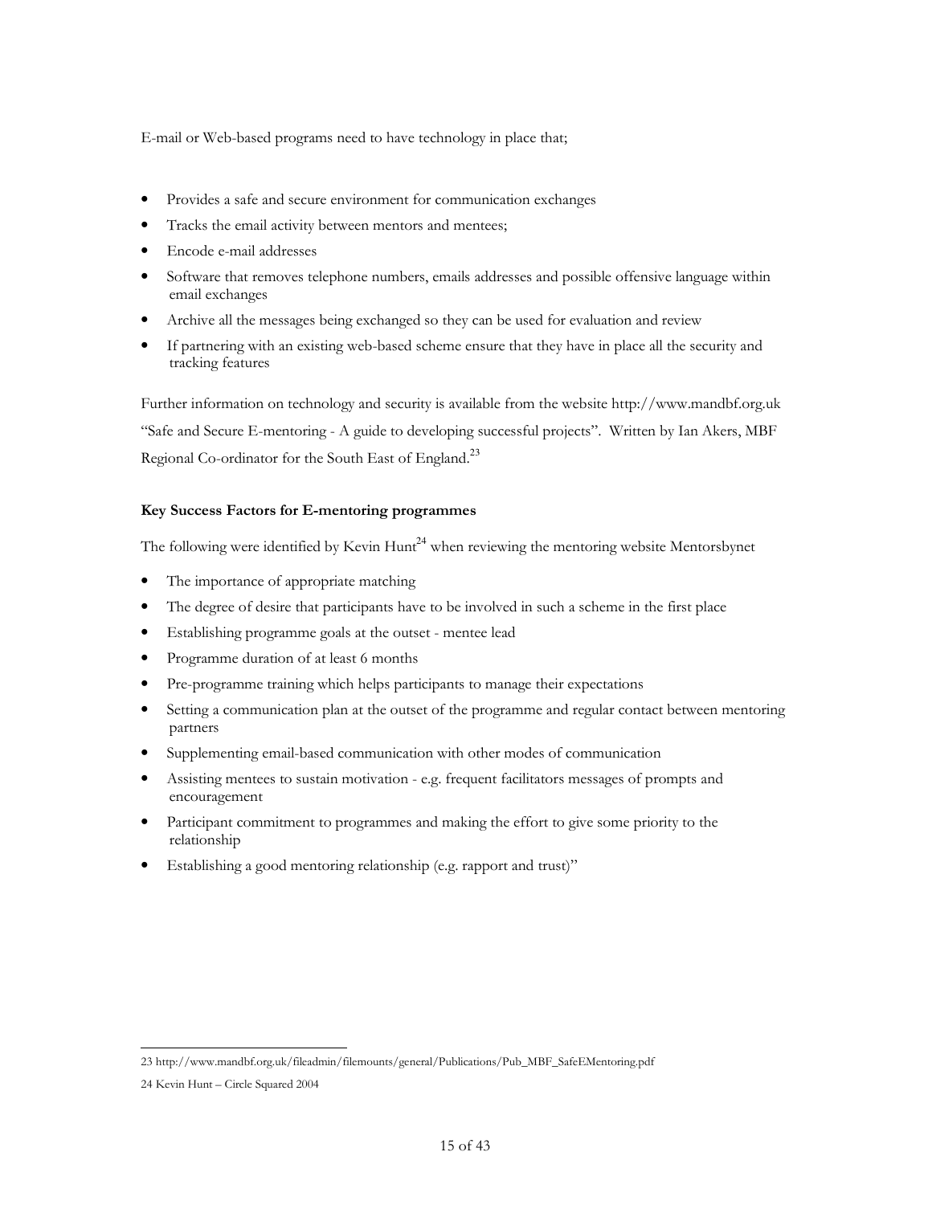E-mail or Web-based programs need to have technology in place that;

- Provides a safe and secure environment for communication exchanges
- Tracks the email activity between mentors and mentees;
- Encode e-mail addresses
- Software that removes telephone numbers, emails addresses and possible offensive language within email exchanges
- Archive all the messages being exchanged so they can be used for evaluation and review
- If partnering with an existing web-based scheme ensure that they have in place all the security and tracking features

Further information on technology and security is available from the website http://www.mandbf.org.uk "Safe and Secure E-mentoring - A guide to developing successful projects". Written by Ian Akers, MBF Regional Co-ordinator for the South East of England.[23]

**Key Success Factors for E-mentoring programmes**

The following were identified by Kevin Hunt[24] when reviewing the mentoring website Mentorsbynet

- The importance of appropriate matching
- The degree of desire that participants have to be involved in such a scheme in the first place
- Establishing programme goals at the outset - mentee lead
- Programme duration of at least 6 months
- Pre-programme training which helps participants to manage their expectations
- Setting a communication plan at the outset of the programme and regular contact between mentoring partners
- Supplementing email-based communication with other modes of communication
- Assisting mentees to sustain motivation - e.g. frequent facilitators messages of prompts and encouragement
- Participant commitment to programmes and making the effort to give some priority to the relationship
- Establishing a good mentoring relationship (e.g. rapport and trust)"

---

23 http://www.mandbf.org.uk/fileadmin/filemounts/general/Publications/Pub_MBF_SafeEMentoring.pdf

24 Kevin Hunt – Circle Squared 2004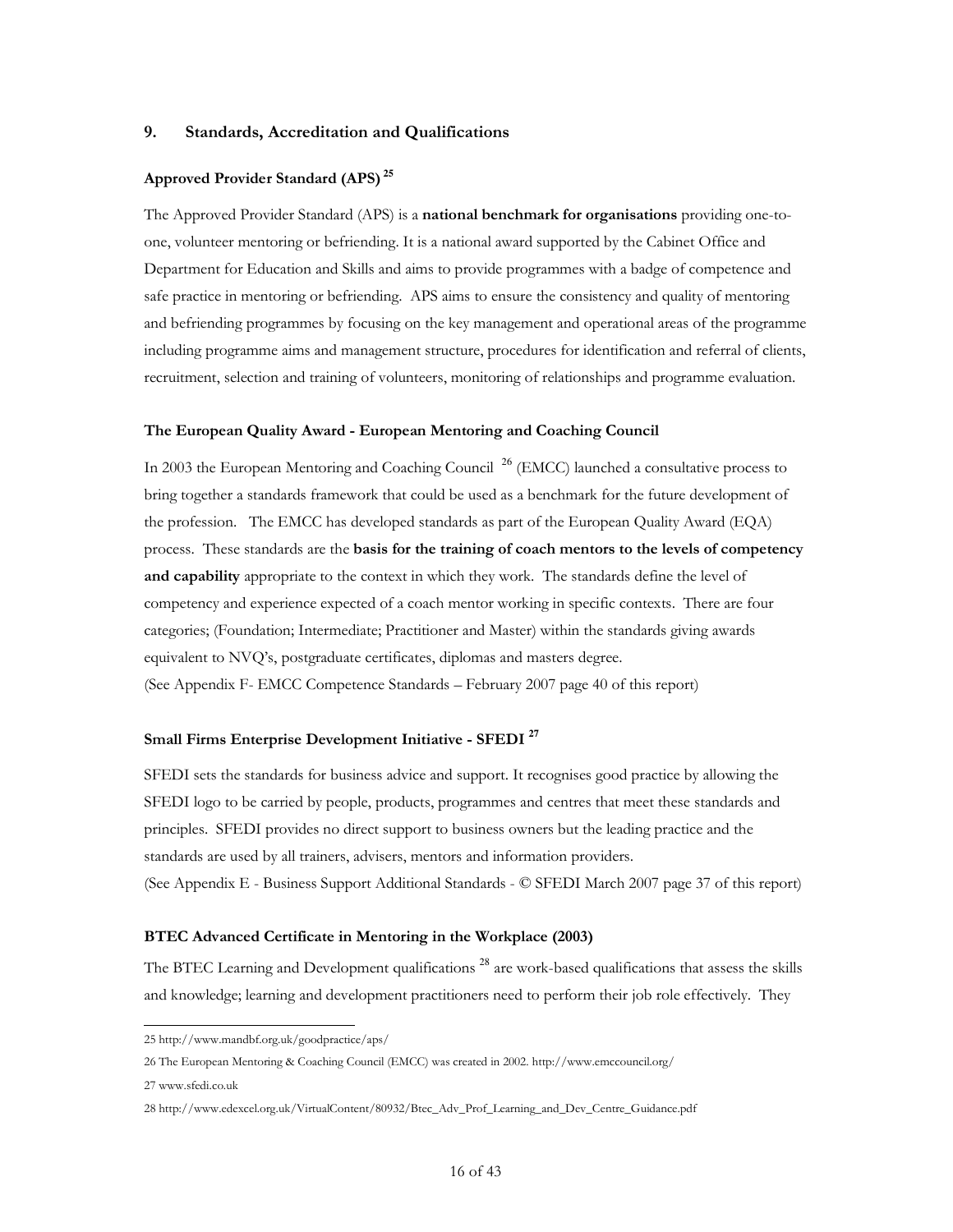## 9. Standards, Accreditation and Qualifications

### Approved Provider Standard (APS) [25]

The Approved Provider Standard (APS) is a **national benchmark for organisations** providing one-to-one, volunteer mentoring or befriending. It is a national award supported by the Cabinet Office and Department for Education and Skills and aims to provide programmes with a badge of competence and safe practice in mentoring or befriending. APS aims to ensure the consistency and quality of mentoring and befriending programmes by focusing on the key management and operational areas of the programme including programme aims and management structure, procedures for identification and referral of clients, recruitment, selection and training of volunteers, monitoring of relationships and programme evaluation.

### The European Quality Award - European Mentoring and Coaching Council

In 2003 the European Mentoring and Coaching Council [26] (EMCC) launched a consultative process to bring together a standards framework that could be used as a benchmark for the future development of the profession. The EMCC has developed standards as part of the European Quality Award (EQA) process. These standards are the **basis for the training of coach mentors to the levels of competency and capability** appropriate to the context in which they work. The standards define the level of competency and experience expected of a coach mentor working in specific contexts. There are four categories; (Foundation; Intermediate; Practitioner and Master) within the standards giving awards equivalent to NVQ's, postgraduate certificates, diplomas and masters degree.
(See Appendix F- EMCC Competence Standards – February 2007 page 40 of this report)

### Small Firms Enterprise Development Initiative - SFEDI [27]

SFEDI sets the standards for business advice and support. It recognises good practice by allowing the SFEDI logo to be carried by people, products, programmes and centres that meet these standards and principles. SFEDI provides no direct support to business owners but the leading practice and the standards are used by all trainers, advisers, mentors and information providers.
(See Appendix E - Business Support Additional Standards - © SFEDI March 2007 page 37 of this report)

### BTEC Advanced Certificate in Mentoring in the Workplace (2003)

The BTEC Learning and Development qualifications [28] are work-based qualifications that assess the skills and knowledge; learning and development practitioners need to perform their job role effectively. They

---

25 http://www.mandbf.org.uk/goodpractice/aps/

26 The European Mentoring & Coaching Council (EMCC) was created in 2002. http://www.emccouncil.org/

27 www.sfedi.co.uk

28 http://www.edexcel.org.uk/VirtualContent/80932/Btec_Adv_Prof_Learning_and_Dev_Centre_Guidance.pdf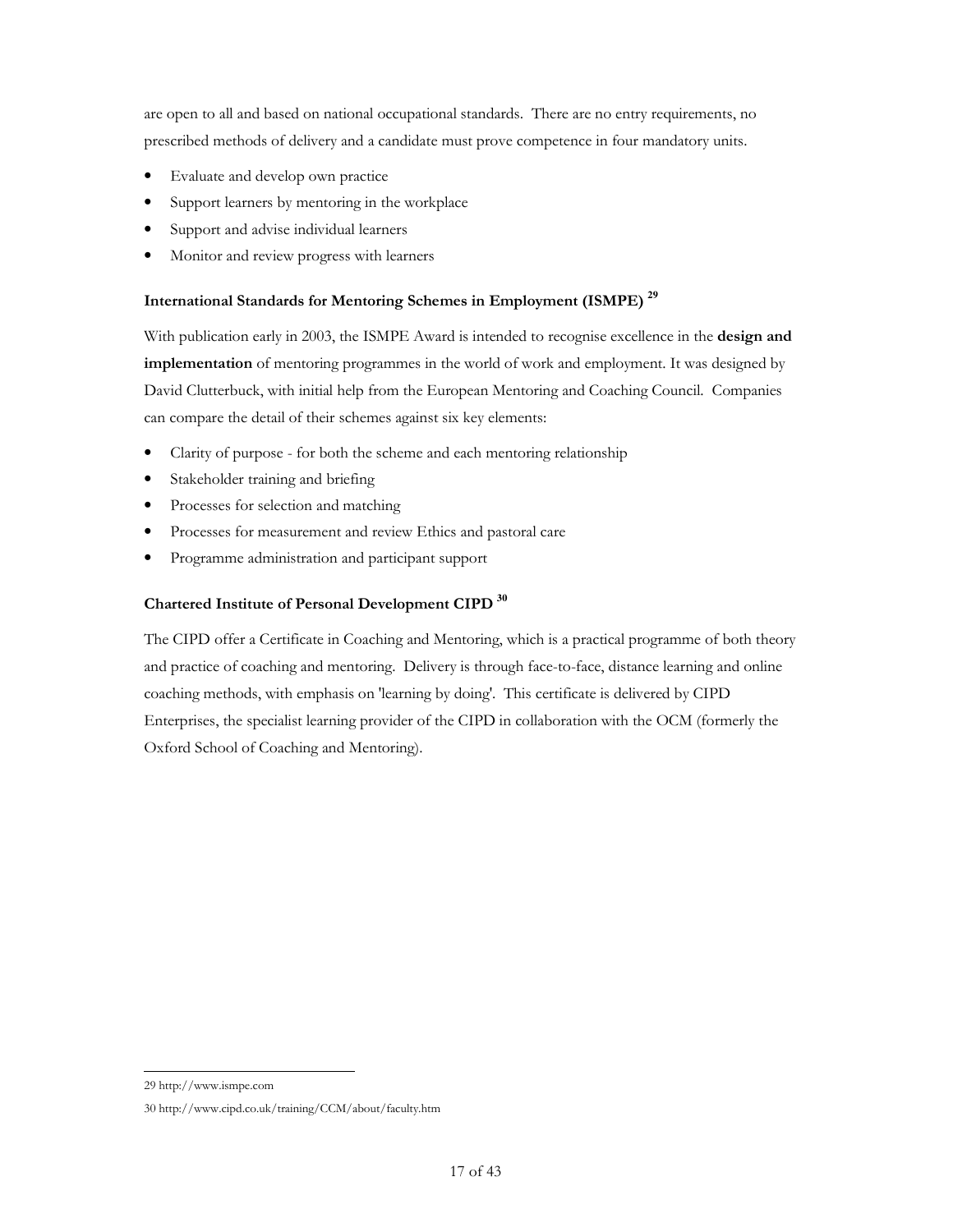are open to all and based on national occupational standards. There are no entry requirements, no prescribed methods of delivery and a candidate must prove competence in four mandatory units.

- Evaluate and develop own practice
- Support learners by mentoring in the workplace
- Support and advise individual learners
- Monitor and review progress with learners

### International Standards for Mentoring Schemes in Employment (ISMPE) [29]

With publication early in 2003, the ISMPE Award is intended to recognise excellence in the **design and implementation** of mentoring programmes in the world of work and employment. It was designed by David Clutterbuck, with initial help from the European Mentoring and Coaching Council. Companies can compare the detail of their schemes against six key elements:

- Clarity of purpose - for both the scheme and each mentoring relationship
- Stakeholder training and briefing
- Processes for selection and matching
- Processes for measurement and review Ethics and pastoral care
- Programme administration and participant support

### Chartered Institute of Personal Development CIPD [30]

The CIPD offer a Certificate in Coaching and Mentoring, which is a practical programme of both theory and practice of coaching and mentoring. Delivery is through face-to-face, distance learning and online coaching methods, with emphasis on 'learning by doing'. This certificate is delivered by CIPD Enterprises, the specialist learning provider of the CIPD in collaboration with the OCM (formerly the Oxford School of Coaching and Mentoring).

---

29 http://www.ismpe.com

30 http://www.cipd.co.uk/training/CCM/about/faculty.htm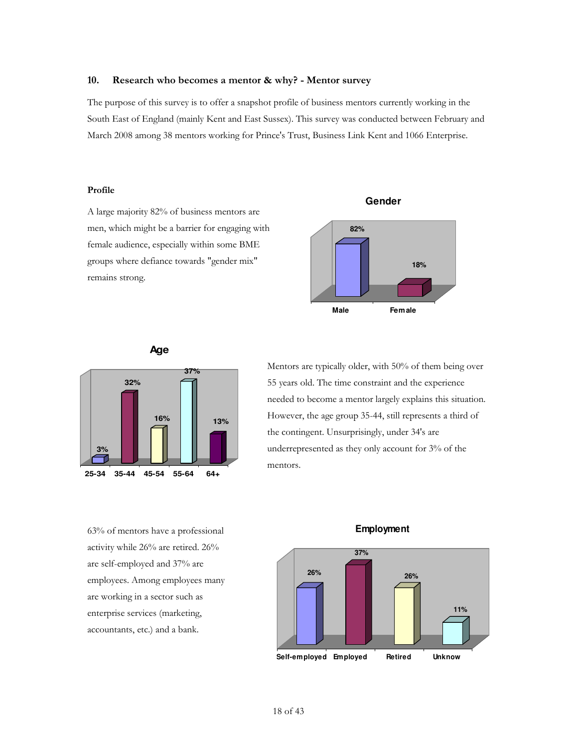## 10. Research who becomes a mentor & why? - Mentor survey

The purpose of this survey is to offer a snapshot profile of business mentors currently working in the South East of England (mainly Kent and East Sussex). This survey was conducted between February and March 2008 among 38 mentors working for Prince's Trust, Business Link Kent and 1066 Enterprise.

### Profile

A large majority 82% of business mentors are men, which might be a barrier for engaging with female audience, especially within some BME groups where defiance towards "gender mix" remains strong.

**Gender**

| Male | Female |
|---|---|
| 82% | 18% |

**Age**

| 25-34 | 35-44 | 45-54 | 55-64 | 64+ |
|---|---|---|---|---|
| 3% | 32% | 16% | 37% | 13% |

Mentors are typically older, with 50% of them being over 55 years old. The time constraint and the experience needed to become a mentor largely explains this situation. However, the age group 35-44, still represents a third of the contingent. Unsurprisingly, under 34's are underrepresented as they only account for 3% of the mentors.

63% of mentors have a professional activity while 26% are retired. 26% are self-employed and 37% are employees. Among employees many are working in a sector such as enterprise services (marketing, accountants, etc.) and a bank.

**Employment**

| Self-employed | Employed | Retired | Unknow |
|---|---|---|---|
| 26% | 37% | 26% | 11% |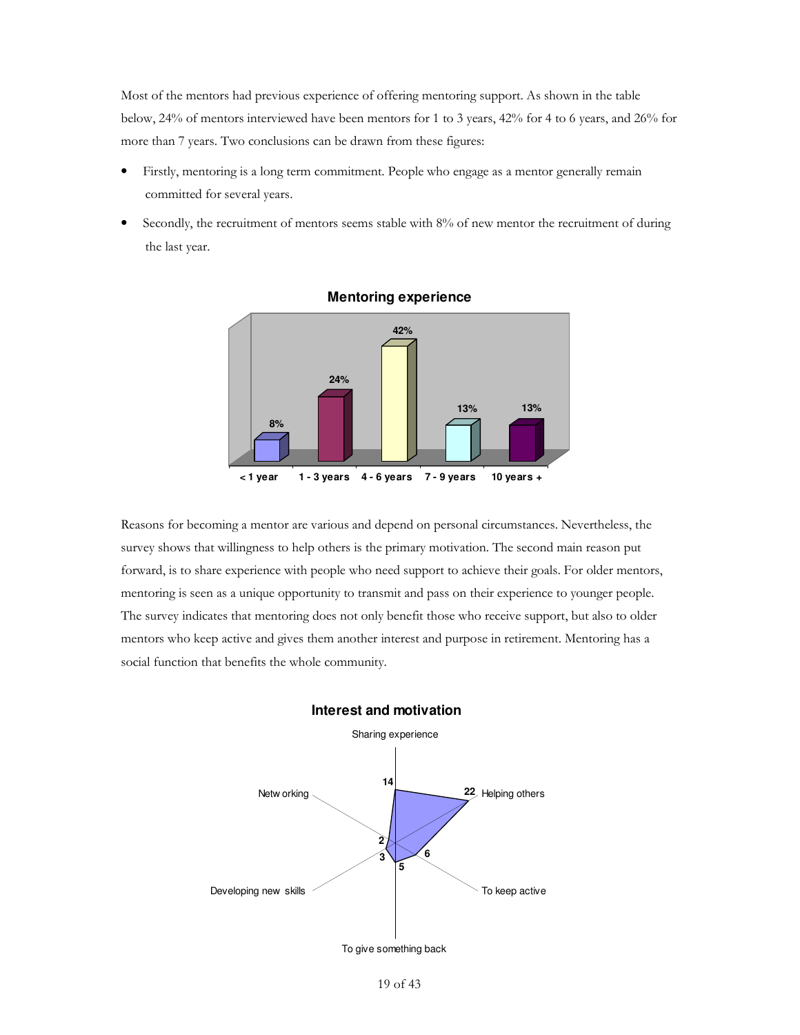Most of the mentors had previous experience of offering mentoring support. As shown in the table below, 24% of mentors interviewed have been mentors for 1 to 3 years, 42% for 4 to 6 years, and 26% for more than 7 years. Two conclusions can be drawn from these figures:

- Firstly, mentoring is a long term commitment. People who engage as a mentor generally remain committed for several years.
- Secondly, the recruitment of mentors seems stable with 8% of new mentor the recruitment of during the last year.

**Mentoring experience**

| < 1 year | 1 - 3 years | 4 - 6 years | 7 - 9 years | 10 years + |
|---|---|---|---|---|
| 8% | 24% | 42% | 13% | 13% |

Reasons for becoming a mentor are various and depend on personal circumstances. Nevertheless, the survey shows that willingness to help others is the primary motivation. The second main reason put forward, is to share experience with people who need support to achieve their goals. For older mentors, mentoring is seen as a unique opportunity to transmit and pass on their experience to younger people. The survey indicates that mentoring does not only benefit those who receive support, but also to older mentors who keep active and gives them another interest and purpose in retirement. Mentoring has a social function that benefits the whole community.

**Interest and motivation**

| Sharing experience | Helping others | To keep active | To give something back | Developing new skills | Netw orking |
|---|---|---|---|---|---|
| 14 | 22 | 6 | 5 | 3 | 2 |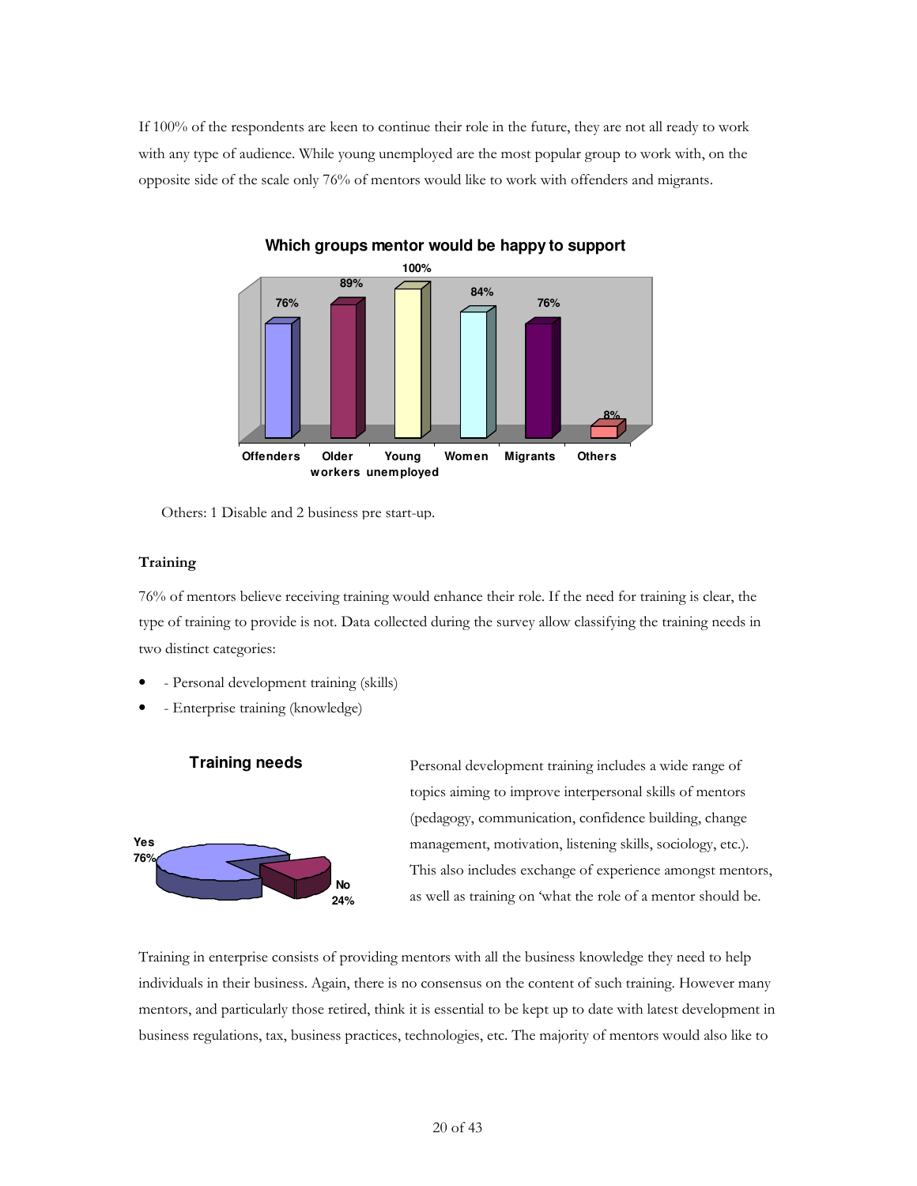If 100% of the respondents are keen to continue their role in the future, they are not all ready to work with any type of audience. While young unemployed are the most popular group to work with, on the opposite side of the scale only 76% of mentors would like to work with offenders and migrants.

**Which groups mentor would be happy to support**

| Offenders | Older workers | Young unemployed | Women | Migrants | Others |
|---|---|---|---|---|---|
| 76% | 89% | 100% | 84% | 76% | 8% |

Others: 1 Disable and 2 business pre start-up.

**Training**

76% of mentors believe receiving training would enhance their role. If the need for training is clear, the type of training to provide is not. Data collected during the survey allow classifying the training needs in two distinct categories:

- - Personal development training (skills)
- - Enterprise training (knowledge)

**Training needs**

| Yes | No |
|---|---|
| 76% | 24% |

Personal development training includes a wide range of topics aiming to improve interpersonal skills of mentors (pedagogy, communication, confidence building, change management, motivation, listening skills, sociology, etc.). This also includes exchange of experience amongst mentors, as well as training on 'what the role of a mentor should be.

Training in enterprise consists of providing mentors with all the business knowledge they need to help individuals in their business. Again, there is no consensus on the content of such training. However many mentors, and particularly those retired, think it is essential to be kept up to date with latest development in business regulations, tax, business practices, technologies, etc. The majority of mentors would also like to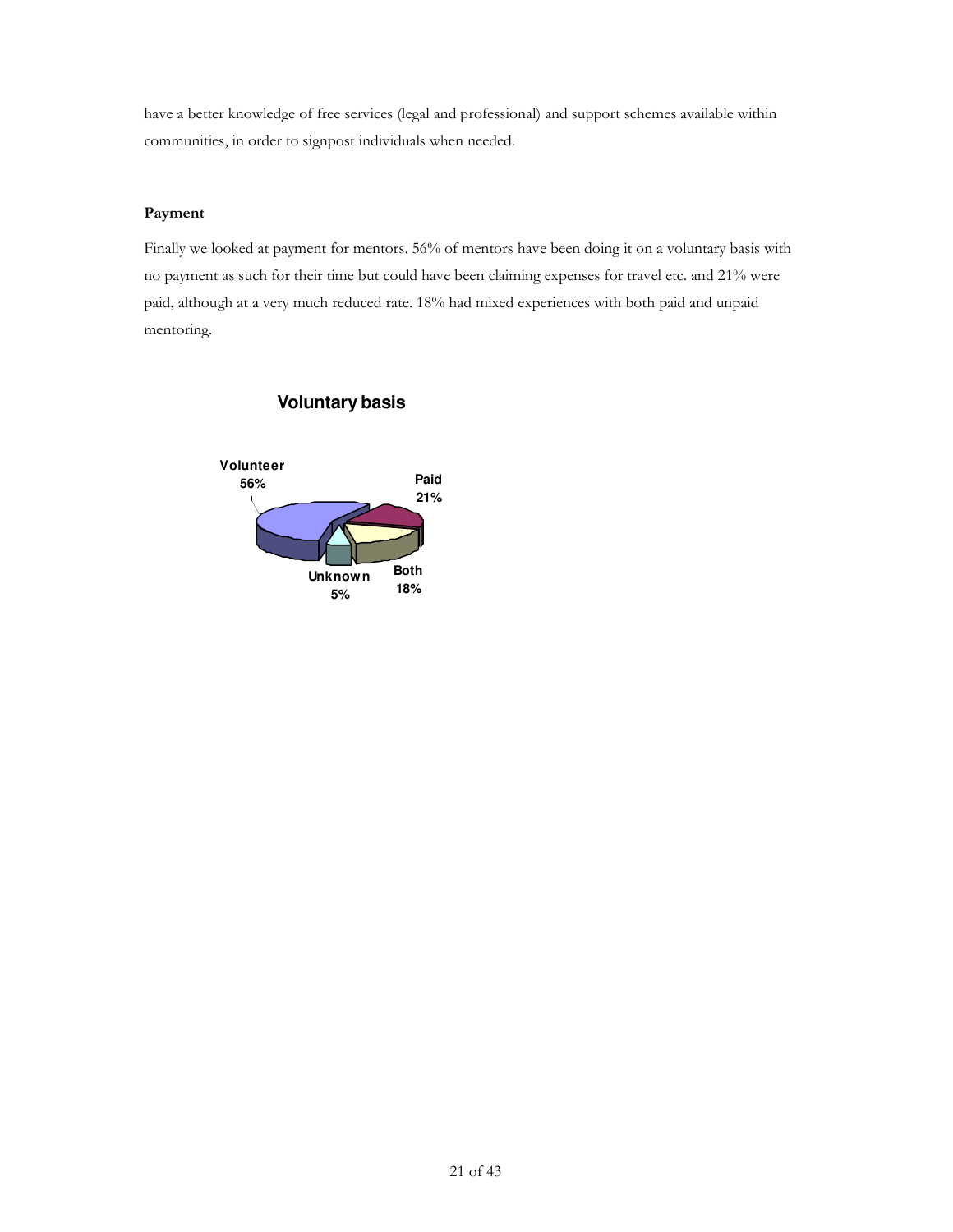have a better knowledge of free services (legal and professional) and support schemes available within communities, in order to signpost individuals when needed.

**Payment**

Finally we looked at payment for mentors. 56% of mentors have been doing it on a voluntary basis with no payment as such for their time but could have been claiming expenses for travel etc. and 21% were paid, although at a very much reduced rate. 18% had mixed experiences with both paid and unpaid mentoring.

**Voluntary basis**

Volunteer 56%

Paid 21%

Unknown 5%

Both 18%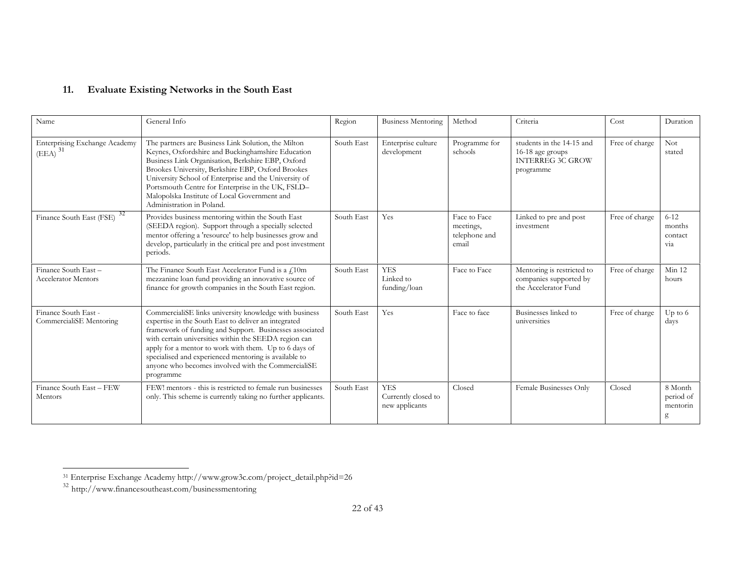## 11. Evaluate Existing Networks in the South East

| Name | General Info | Region | Business Mentoring | Method | Criteria | Cost | Duration |
|---|---|---|---|---|---|---|---|
| Enterprising Exchange Academy (EEA) [31] | The partners are Business Link Solution, the Milton Keynes, Oxfordshire and Buckinghamshire Education Business Link Organisation, Berkshire EBP, Oxford Brookes University, Berkshire EBP, Oxford Brookes University School of Enterprise and the University of Portsmouth Centre for Enterprise in the UK, FSLD– Malopolska Institute of Local Government and Administration in Poland. | South East | Enterprise culture development | Programme for schools | students in the 14-15 and 16-18 age groups INTERREG 3C GROW programme | Free of charge | Not stated |
| Finance South East (FSE) [32] | Provides business mentoring within the South East (SEEDA region). Support through a specially selected mentor offering a 'resource' to help businesses grow and develop, particularly in the critical pre and post investment periods. | South East | Yes | Face to Face meetings, telephone and email | Linked to pre and post investment | Free of charge | 6-12 months contact via |
| Finance South East – Accelerator Mentors | The Finance South East Accelerator Fund is a £10m mezzanine loan fund providing an innovative source of finance for growth companies in the South East region. | South East | YES Linked to funding/loan | Face to Face | Mentoring is restricted to companies supported by the Accelerator Fund | Free of charge | Min 12 hours |
| Finance South East - CommercialiSE Mentoring | CommercialiSE links university knowledge with business expertise in the South East to deliver an integrated framework of funding and Support. Businesses associated with certain universities within the SEEDA region can apply for a mentor to work with them. Up to 6 days of specialised and experienced mentoring is available to anyone who becomes involved with the CommercialiSE programme | South East | Yes | Face to face | Businesses linked to universities | Free of charge | Up to 6 days |
| Finance South East – FEW Mentors | FEW! mentors - this is restricted to female run businesses only. This scheme is currently taking no further applicants. | South East | YES Currently closed to new applicants | Closed | Female Businesses Only | Closed | 8 Month period of mentoring |

[31] Enterprise Exchange Academy http://www.grow3c.com/project_detail.php?id=26

[32] http://www.financesoutheast.com/businessmentoring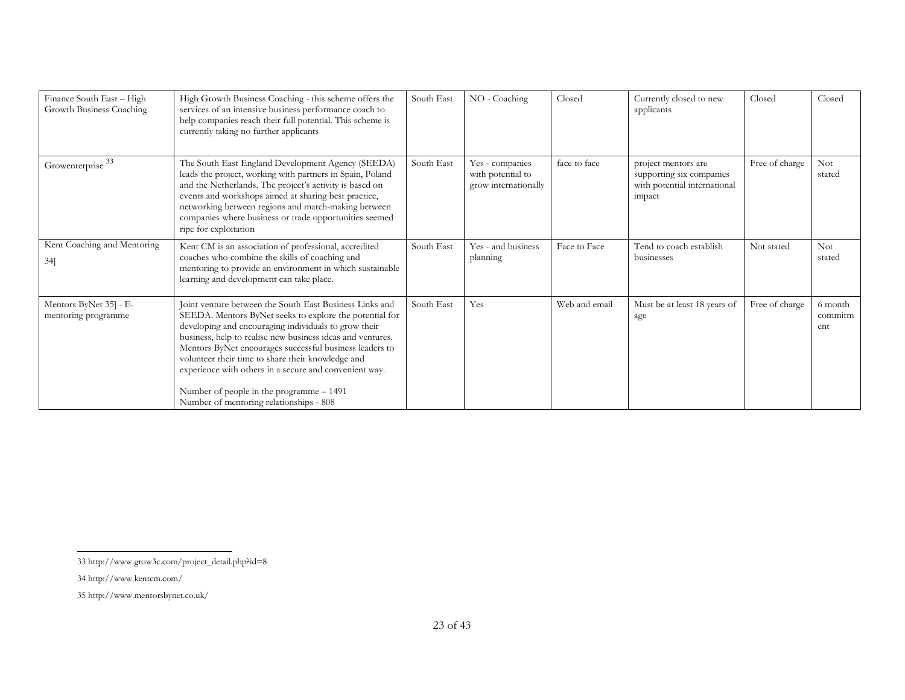| Finance South East – High Growth Business Coaching | High Growth Business Coaching - this scheme offers the services of an intensive business performance coach to help companies reach their full potential. This scheme is currently taking no further applicants | South East | NO - Coaching | Closed | Currently closed to new applicants | Closed | Closed |
|---|---|---|---|---|---|---|---|
| Growenterprise [33] | The South East England Development Agency (SEEDA) leads the project, working with partners in Spain, Poland and the Netherlands. The project's activity is based on events and workshops aimed at sharing best practice, networking between regions and match-making between companies where business or trade opportunities seemed ripe for exploitation | South East | Yes - companies with potential to grow internationally | face to face | project mentors are supporting six companies with potential international impact | Free of charge | Not stated |
| Kent Coaching and Mentoring 34] | Kent CM is an association of professional, accredited coaches who combine the skills of coaching and mentoring to provide an environment in which sustainable learning and development can take place. | South East | Yes - and business planning | Face to Face | Tend to coach establish businesses | Not stated | Not stated |
| Mentors ByNet 35] - E-mentoring programme | Joint venture between the South East Business Links and SEEDA. Mentors ByNet seeks to explore the potential for developing and encouraging individuals to grow their business, help to realise new business ideas and ventures. Mentors ByNet encourages successful business leaders to volunteer their time to share their knowledge and experience with others in a secure and convenient way.<br><br>Number of people in the programme – 1491<br>Number of mentoring relationships - 808 | South East | Yes | Web and email | Must be at least 18 years of age | Free of charge | 6 month commitment |

33 http://www.grow3c.com/project_detail.php?id=8

34 http://www.kentcm.com/

35 http://www.mentorsbynet.co.uk/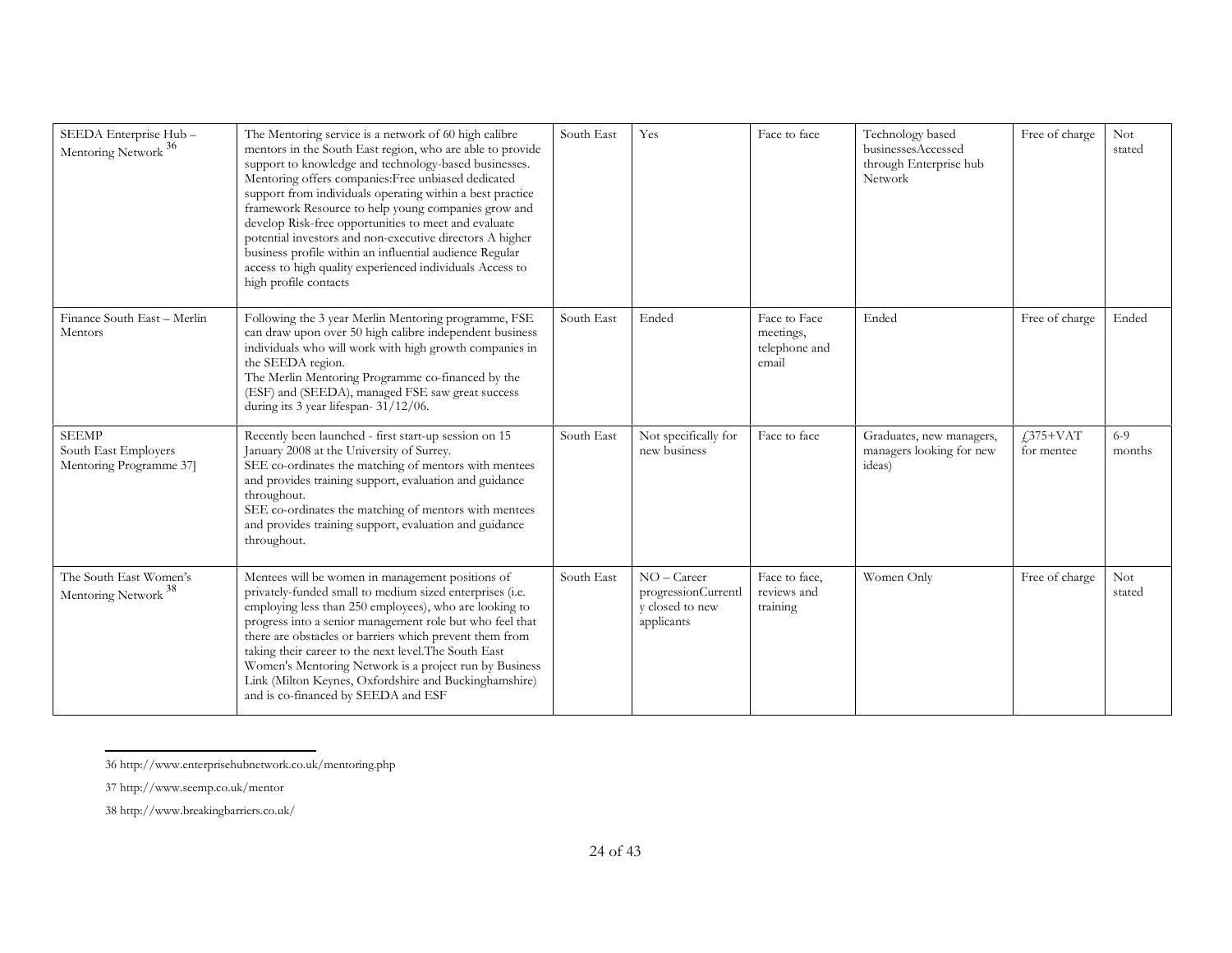| SEEDA Enterprise Hub – Mentoring Network [36] | The Mentoring service is a network of 60 high calibre mentors in the South East region, who are able to provide support to knowledge and technology-based businesses. Mentoring offers companies:Free unbiased dedicated support from individuals operating within a best practice framework Resource to help young companies grow and develop Risk-free opportunities to meet and evaluate potential investors and non-executive directors A higher business profile within an influential audience Regular access to high quality experienced individuals Access to high profile contacts | South East | Yes | Face to face | Technology based businessesAccessed through Enterprise hub Network | Free of charge | Not stated |
|---|---|---|---|---|---|---|---|
| Finance South East – Merlin Mentors | Following the 3 year Merlin Mentoring programme, FSE can draw upon over 50 high calibre independent business individuals who will work with high growth companies in the SEEDA region.<br>The Merlin Mentoring Programme co-financed by the (ESF) and (SEEDA), managed FSE saw great success during its 3 year lifespan- 31/12/06. | South East | Ended | Face to Face meetings, telephone and email | Ended | Free of charge | Ended |
| SEEMP<br>South East Employers Mentoring Programme 37] | Recently been launched - first start-up session on 15 January 2008 at the University of Surrey.<br>SEE co-ordinates the matching of mentors with mentees and provides training support, evaluation and guidance throughout.<br>SEE co-ordinates the matching of mentors with mentees and provides training support, evaluation and guidance throughout. | South East | Not specifically for new business | Face to face | Graduates, new managers, managers looking for new ideas) | £375+VAT for mentee | 6-9 months |
| The South East Women's Mentoring Network [38] | Mentees will be women in management positions of privately-funded small to medium sized enterprises (i.e. employing less than 250 employees), who are looking to progress into a senior management role but who feel that there are obstacles or barriers which prevent them from taking their career to the next level.The South East Women's Mentoring Network is a project run by Business Link (Milton Keynes, Oxfordshire and Buckinghamshire) and is co-financed by SEEDA and ESF | South East | NO – Career progressionCurrently closed to new applicants | Face to face, reviews and training | Women Only | Free of charge | Not stated |

36 http://www.enterprisehubnetwork.co.uk/mentoring.php

37 http://www.seemp.co.uk/mentor

38 http://www.breakingbarriers.co.uk/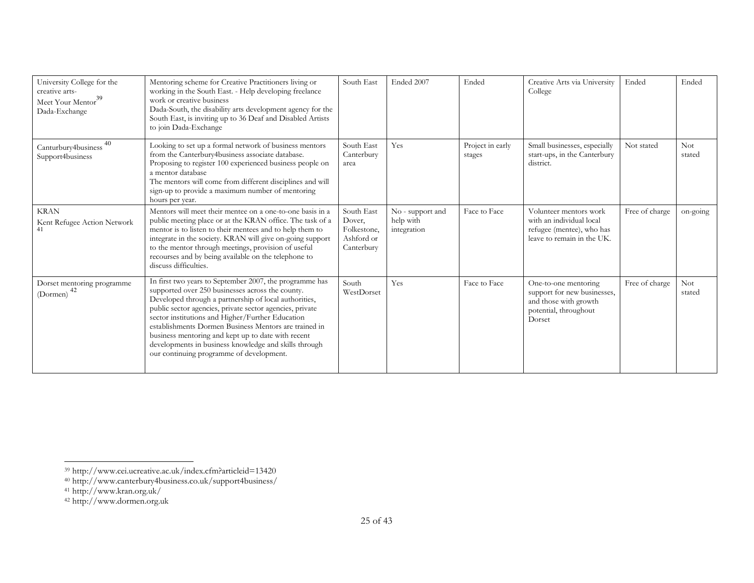| University College for the creative arts- Meet Your Mentor[39] Dada-Exchange | Mentoring scheme for Creative Practitioners living or working in the South East. - Help developing freelance work or creative business Dada-South, the disability arts development agency for the South East, is inviting up to 36 Deaf and Disabled Artists to join Dada-Exchange | South East | Ended 2007 | Ended | Creative Arts via University College | Ended | Ended |
|---|---|---|---|---|---|---|---|
| Canturbury4business[40] Support4business | Looking to set up a formal network of business mentors from the Canterbury4business associate database. Proposing to register 100 experienced business people on a mentor database The mentors will come from different disciplines and will sign-up to provide a maximum number of mentoring hours per year. | South East Canterbury area | Yes | Project in early stages | Small businesses, especially start-ups, in the Canterbury district. | Not stated | Not stated |
| KRAN Kent Refugee Action Network[41] | Mentors will meet their mentee on a one-to-one basis in a public meeting place or at the KRAN office. The task of a mentor is to listen to their mentees and to help them to integrate in the society. KRAN will give on-going support to the mentor through meetings, provision of useful recourses and by being available on the telephone to discuss difficulties. | South East Dover, Folkestone, Ashford or Canterbury | No - support and help with integration | Face to Face | Volunteer mentors work with an individual local refugee (mentee), who has leave to remain in the UK. | Free of charge | on-going |
| Dorset mentoring programme (Dormen)[42] | In first two years to September 2007, the programme has supported over 250 businesses across the county. Developed through a partnership of local authorities, public sector agencies, private sector agencies, private sector institutions and Higher/Further Education establishments Dormen Business Mentors are trained in business mentoring and kept up to date with recent developments in business knowledge and skills through our continuing programme of development. | South WestDorset | Yes | Face to Face | One-to-one mentoring support for new businesses, and those with growth potential, throughout Dorset | Free of charge | Not stated |

[39] http://www.cei.ucreative.ac.uk/index.cfm?articleid=13420

[40] http://www.canterbury4business.co.uk/support4business/

[41] http://www.kran.org.uk/

[42] http://www.dormen.org.uk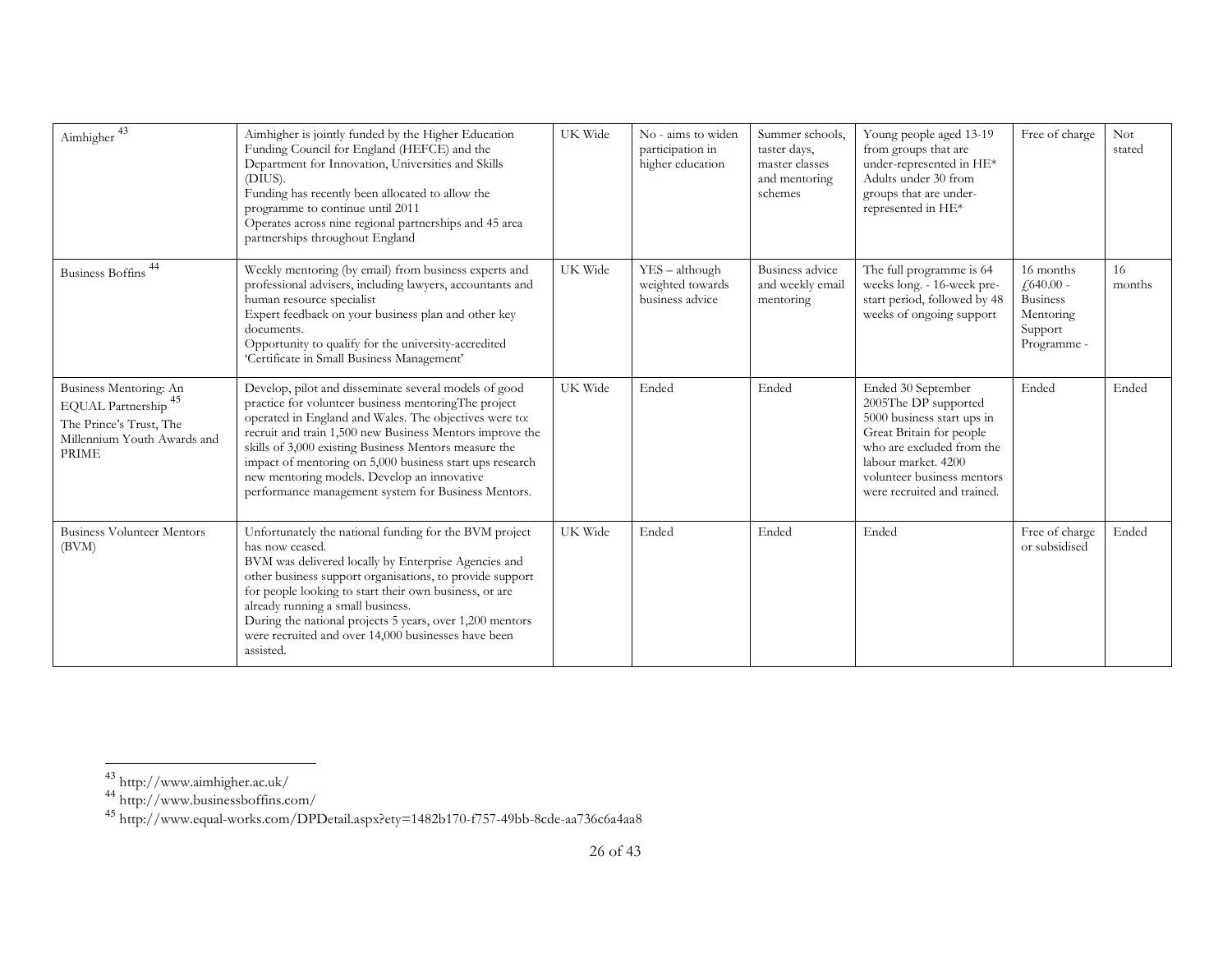| | | | | | | | |
|---|---|---|---|---|---|---|---|
| Aimhigher [43] | Aimhigher is jointly funded by the Higher Education Funding Council for England (HEFCE) and the Department for Innovation, Universities and Skills (DIUS).<br>Funding has recently been allocated to allow the programme to continue until 2011<br>Operates across nine regional partnerships and 45 area partnerships throughout England | UK Wide | No - aims to widen participation in higher education | Summer schools, taster days, master classes and mentoring schemes | Young people aged 13-19 from groups that are under-represented in HE*<br>Adults under 30 from groups that are under-represented in HE* | Free of charge | Not stated |
| Business Boffins [44] | Weekly mentoring (by email) from business experts and professional advisers, including lawyers, accountants and human resource specialist<br>Expert feedback on your business plan and other key documents.<br>Opportunity to qualify for the university-accredited 'Certificate in Small Business Management' | UK Wide | YES – although weighted towards business advice | Business advice and weekly email mentoring | The full programme is 64 weeks long. - 16-week pre-start period, followed by 48 weeks of ongoing support | 16 months £640.00 - Business Mentoring Support Programme - | 16 months |
| Business Mentoring: An EQUAL Partnership [45]<br>The Prince's Trust, The Millennium Youth Awards and PRIME | Develop, pilot and disseminate several models of good practice for volunteer business mentoringThe project operated in England and Wales. The objectives were to: recruit and train 1,500 new Business Mentors improve the skills of 3,000 existing Business Mentors measure the impact of mentoring on 5,000 business start ups research new mentoring models. Develop an innovative performance management system for Business Mentors. | UK Wide | Ended | Ended | Ended 30 September 2005The DP supported 5000 business start ups in Great Britain for people who are excluded from the labour market. 4200 volunteer business mentors were recruited and trained. | Ended | Ended |
| Business Volunteer Mentors (BVM) | Unfortunately the national funding for the BVM project has now ceased.<br>BVM was delivered locally by Enterprise Agencies and other business support organisations, to provide support for people looking to start their own business, or are already running a small business.<br>During the national projects 5 years, over 1,200 mentors were recruited and over 14,000 businesses have been assisted. | UK Wide | Ended | Ended | Ended | Free of charge or subsidised | Ended |

[43] http://www.aimhigher.ac.uk/
[44] http://www.businessboffins.com/
[45] http://www.equal-works.com/DPDetail.aspx?ety=1482b170-f757-49bb-8cde-aa736c6a4aa8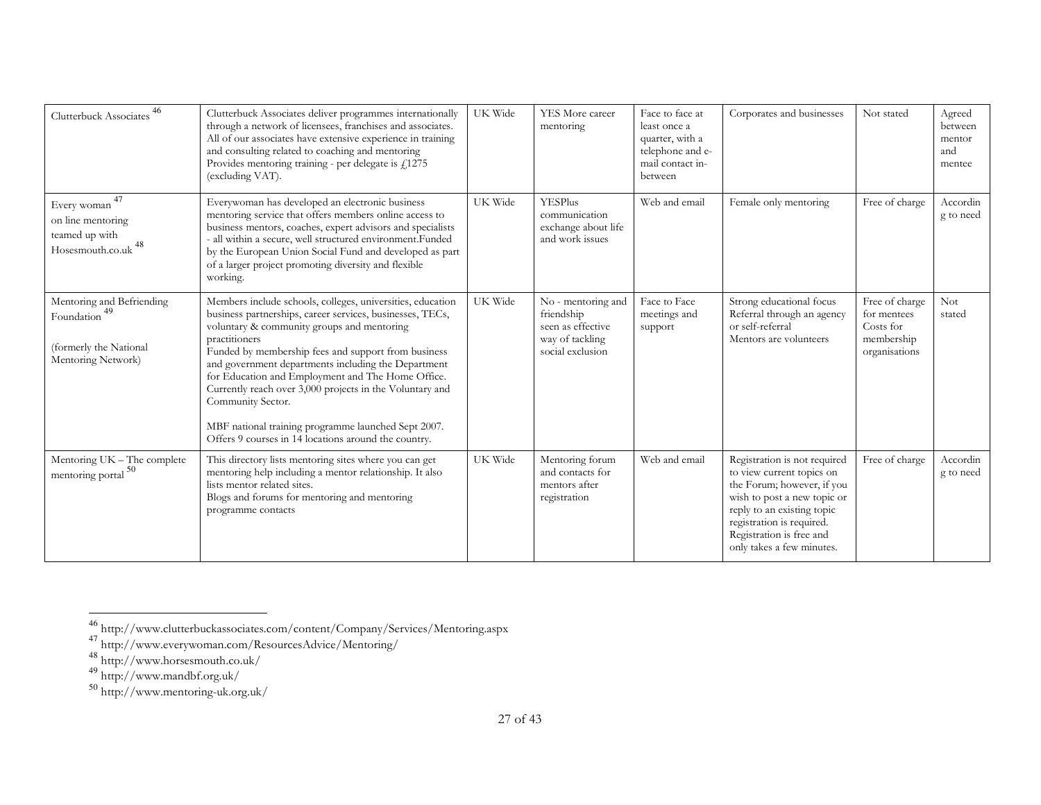| | | | | | | | |
|---|---|---|---|---|---|---|---|
| Clutterbuck Associates [46] | Clutterbuck Associates deliver programmes internationally through a network of licensees, franchises and associates. All of our associates have extensive experience in training and consulting related to coaching and mentoring Provides mentoring training - per delegate is £1275 (excluding VAT). | UK Wide | YES More career mentoring | Face to face at least once a quarter, with a telephone and e-mail contact in-between | Corporates and businesses | Not stated | Agreed between mentor and mentee |
| Every woman [47] on line mentoring teamed up with Hosesmouth.co.uk [48] | Everywoman has developed an electronic business mentoring service that offers members online access to business mentors, coaches, expert advisors and specialists - all within a secure, well structured environment.Funded by the European Union Social Fund and developed as part of a larger project promoting diversity and flexible working. | UK Wide | YESPlus communication exchange about life and work issues | Web and email | Female only mentoring | Free of charge | According to need |
| Mentoring and Befriending Foundation [49]<br><br>(formerly the National Mentoring Network) | Members include schools, colleges, universities, education business partnerships, career services, businesses, TECs, voluntary & community groups and mentoring practitioners<br>Funded by membership fees and support from business and government departments including the Department for Education and Employment and The Home Office. Currently reach over 3,000 projects in the Voluntary and Community Sector.<br><br>MBF national training programme launched Sept 2007. Offers 9 courses in 14 locations around the country. | UK Wide | No - mentoring and friendship seen as effective way of tackling social exclusion | Face to Face meetings and support | Strong educational focus Referral through an agency or self-referral<br>Mentors are volunteers | Free of charge for mentees Costs for membership organisations | Not stated |
| Mentoring UK – The complete mentoring portal [50] | This directory lists mentoring sites where you can get mentoring help including a mentor relationship. It also lists mentor related sites.<br>Blogs and forums for mentoring and mentoring programme contacts | UK Wide | Mentoring forum and contacts for mentors after registration | Web and email | Registration is not required to view current topics on the Forum; however, if you wish to post a new topic or reply to an existing topic registration is required. Registration is free and only takes a few minutes. | Free of charge | According to need |

[46] http://www.clutterbuckassociates.com/content/Company/Services/Mentoring.aspx

[47] http://www.everywoman.com/ResourcesAdvice/Mentoring/

[48] http://www.horsesmouth.co.uk/

[49] http://www.mandbf.org.uk/

[50] http://www.mentoring-uk.org.uk/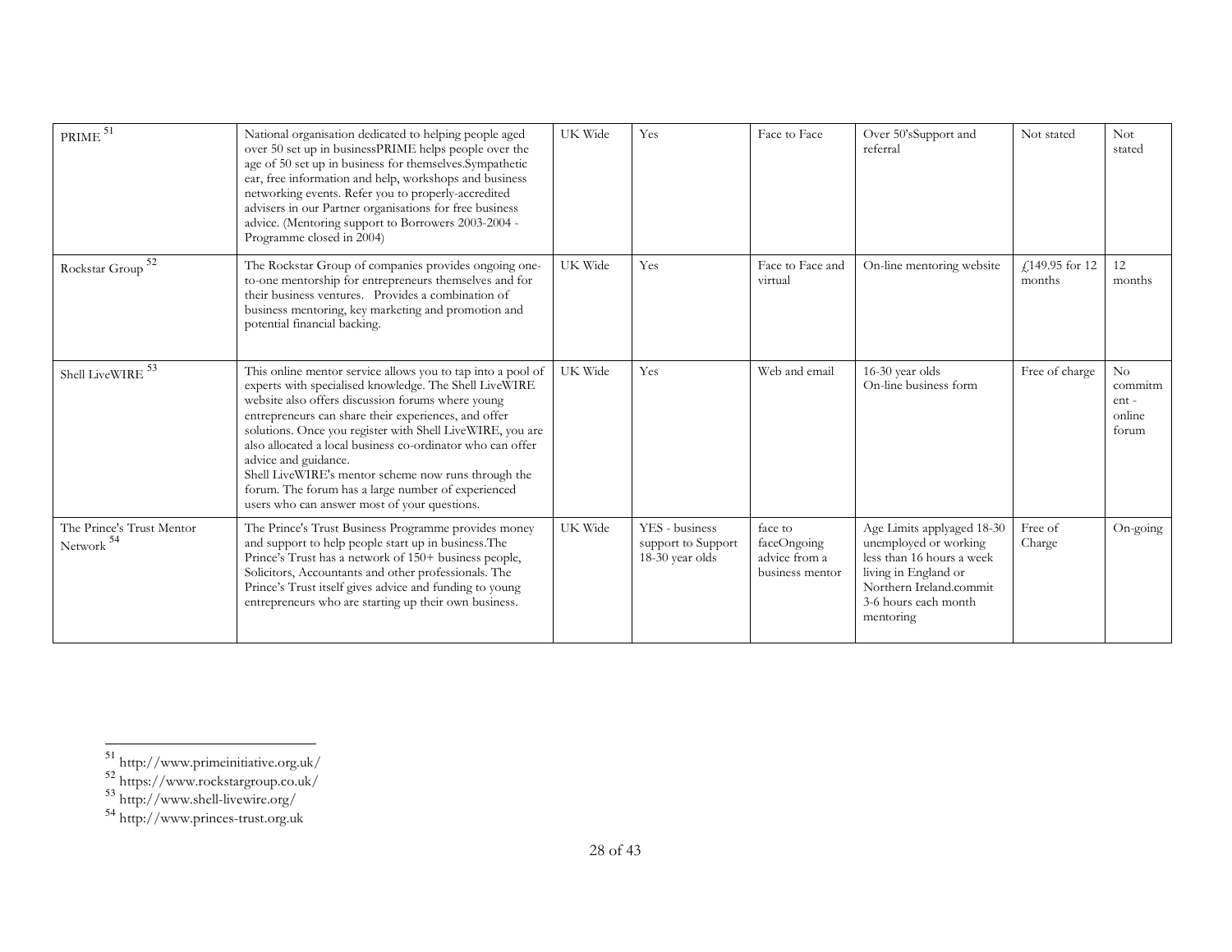| PRIME [51] | National organisation dedicated to helping people aged over 50 set up in businessPRIME helps people over the age of 50 set up in business for themselves.Sympathetic ear, free information and help, workshops and business networking events. Refer you to properly-accredited advisers in our Partner organisations for free business advice. (Mentoring support to Borrowers 2003-2004 - Programme closed in 2004) | UK Wide | Yes | Face to Face | Over 50'sSupport and referral | Not stated | Not stated |
|---|---|---|---|---|---|---|---|
| Rockstar Group [52] | The Rockstar Group of companies provides ongoing one-to-one mentorship for entrepreneurs themselves and for their business ventures. Provides a combination of business mentoring, key marketing and promotion and potential financial backing. | UK Wide | Yes | Face to Face and virtual | On-line mentoring website | £149.95 for 12 months | 12 months |
| Shell LiveWIRE [53] | This online mentor service allows you to tap into a pool of experts with specialised knowledge. The Shell LiveWIRE website also offers discussion forums where young entrepreneurs can share their experiences, and offer solutions. Once you register with Shell LiveWIRE, you are also allocated a local business co-ordinator who can offer advice and guidance.<br>Shell LiveWIRE's mentor scheme now runs through the forum. The forum has a large number of experienced users who can answer most of your questions. | UK Wide | Yes | Web and email | 16-30 year olds<br>On-line business form | Free of charge | No commitment - online forum |
| The Prince's Trust Mentor Network [54] | The Prince's Trust Business Programme provides money and support to help people start up in business.The Prince's Trust has a network of 150+ business people, Solicitors, Accountants and other professionals. The Prince's Trust itself gives advice and funding to young entrepreneurs who are starting up their own business. | UK Wide | YES - business support to Support 18-30 year olds | face to faceOngoing advice from a business mentor | Age Limits applyaged 18-30 unemployed or working less than 16 hours a week living in England or Northern Ireland.commit 3-6 hours each month mentoring | Free of Charge | On-going |

[51] http://www.primeinitiative.org.uk/
[52] https://www.rockstargroup.co.uk/
[53] http://www.shell-livewire.org/
[54] http://www.princes-trust.org.uk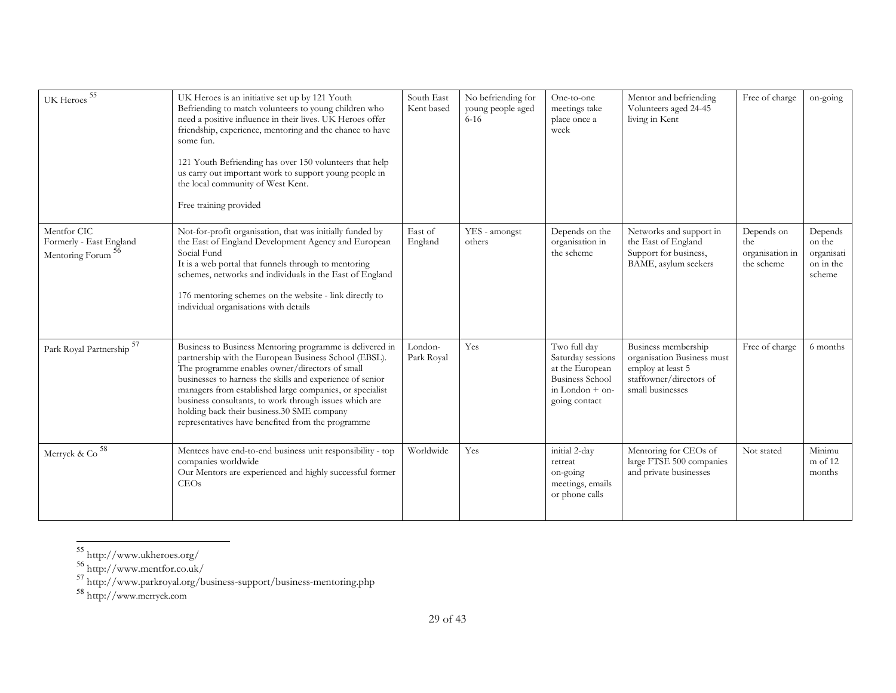| UK Heroes [55] | UK Heroes is an initiative set up by 121 Youth Befriending to match volunteers to young children who need a positive influence in their lives. UK Heroes offer friendship, experience, mentoring and the chance to have some fun.<br><br>121 Youth Befriending has over 150 volunteers that help us carry out important work to support young people in the local community of West Kent.<br><br>Free training provided | South East Kent based | No befriending for young people aged 6-16 | One-to-one meetings take place once a week | Mentor and befriending Volunteers aged 24-45 living in Kent | Free of charge | on-going |
|---|---|---|---|---|---|---|---|
| Mentfor CIC Formerly - East England Mentoring Forum [56] | Not-for-profit organisation, that was initially funded by the East of England Development Agency and European Social Fund<br>It is a web portal that funnels through to mentoring schemes, networks and individuals in the East of England<br><br>176 mentoring schemes on the website - link directly to individual organisations with details | East of England | YES - amongst others | Depends on the organisation in the scheme | Networks and support in the East of England Support for business, BAME, asylum seekers | Depends on the organisation in the scheme | Depends on the organisation in the scheme |
| Park Royal Partnership [57] | Business to Business Mentoring programme is delivered in partnership with the European Business School (EBSL). The programme enables owner/directors of small businesses to harness the skills and experience of senior managers from established large companies, or specialist business consultants, to work through issues which are holding back their business.30 SME company representatives have benefited from the programme | London-Park Royal | Yes | Two full day Saturday sessions at the European Business School in London + on-going contact | Business membership organisation Business must employ at least 5 staffowner/directors of small businesses | Free of charge | 6 months |
| Merryck & Co [58] | Mentees have end-to-end business unit responsibility - top companies worldwide<br>Our Mentors are experienced and highly successful former CEOs | Worldwide | Yes | initial 2-day retreat<br>on-going meetings, emails or phone calls | Mentoring for CEOs of large FTSE 500 companies and private businesses | Not stated | Minimum of 12 months |

[55] http://www.ukheroes.org/

[56] http://www.mentfor.co.uk/

[57] http://www.parkroyal.org/business-support/business-mentoring.php

[58] http://www.merryck.com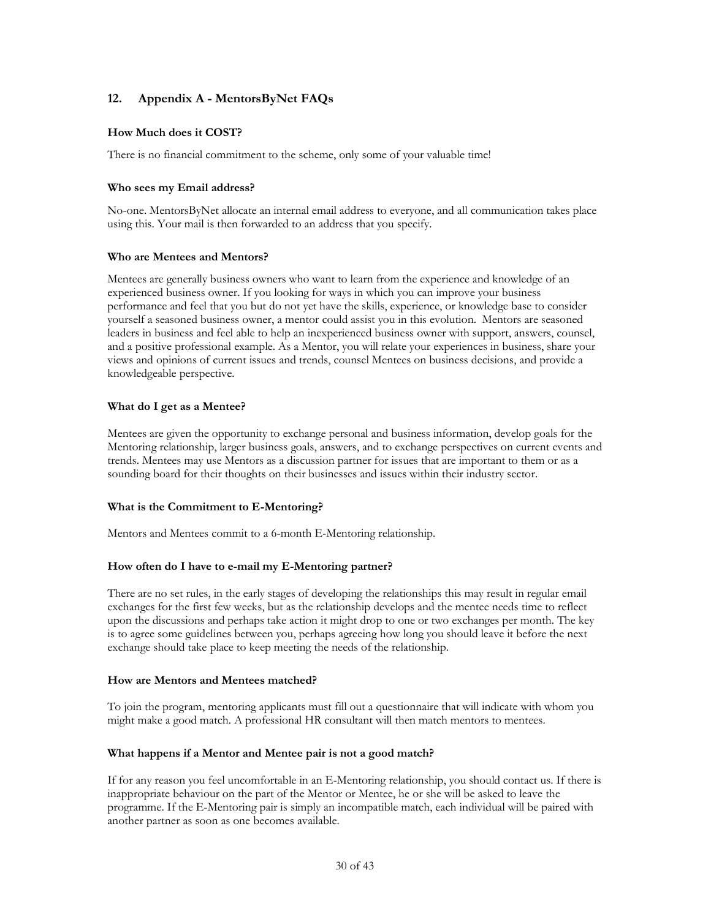## 12. Appendix A - MentorsByNet FAQs

**How Much does it COST?**

There is no financial commitment to the scheme, only some of your valuable time!

**Who sees my Email address?**

No-one. MentorsByNet allocate an internal email address to everyone, and all communication takes place using this. Your mail is then forwarded to an address that you specify.

**Who are Mentees and Mentors?**

Mentees are generally business owners who want to learn from the experience and knowledge of an experienced business owner. If you looking for ways in which you can improve your business performance and feel that you but do not yet have the skills, experience, or knowledge base to consider yourself a seasoned business owner, a mentor could assist you in this evolution. Mentors are seasoned leaders in business and feel able to help an inexperienced business owner with support, answers, counsel, and a positive professional example. As a Mentor, you will relate your experiences in business, share your views and opinions of current issues and trends, counsel Mentees on business decisions, and provide a knowledgeable perspective.

**What do I get as a Mentee?**

Mentees are given the opportunity to exchange personal and business information, develop goals for the Mentoring relationship, larger business goals, answers, and to exchange perspectives on current events and trends. Mentees may use Mentors as a discussion partner for issues that are important to them or as a sounding board for their thoughts on their businesses and issues within their industry sector.

**What is the Commitment to E-Mentoring?**

Mentors and Mentees commit to a 6-month E-Mentoring relationship.

**How often do I have to e-mail my E-Mentoring partner?**

There are no set rules, in the early stages of developing the relationships this may result in regular email exchanges for the first few weeks, but as the relationship develops and the mentee needs time to reflect upon the discussions and perhaps take action it might drop to one or two exchanges per month. The key is to agree some guidelines between you, perhaps agreeing how long you should leave it before the next exchange should take place to keep meeting the needs of the relationship.

**How are Mentors and Mentees matched?**

To join the program, mentoring applicants must fill out a questionnaire that will indicate with whom you might make a good match. A professional HR consultant will then match mentors to mentees.

**What happens if a Mentor and Mentee pair is not a good match?**

If for any reason you feel uncomfortable in an E-Mentoring relationship, you should contact us. If there is inappropriate behaviour on the part of the Mentor or Mentee, he or she will be asked to leave the programme. If the E-Mentoring pair is simply an incompatible match, each individual will be paired with another partner as soon as one becomes available.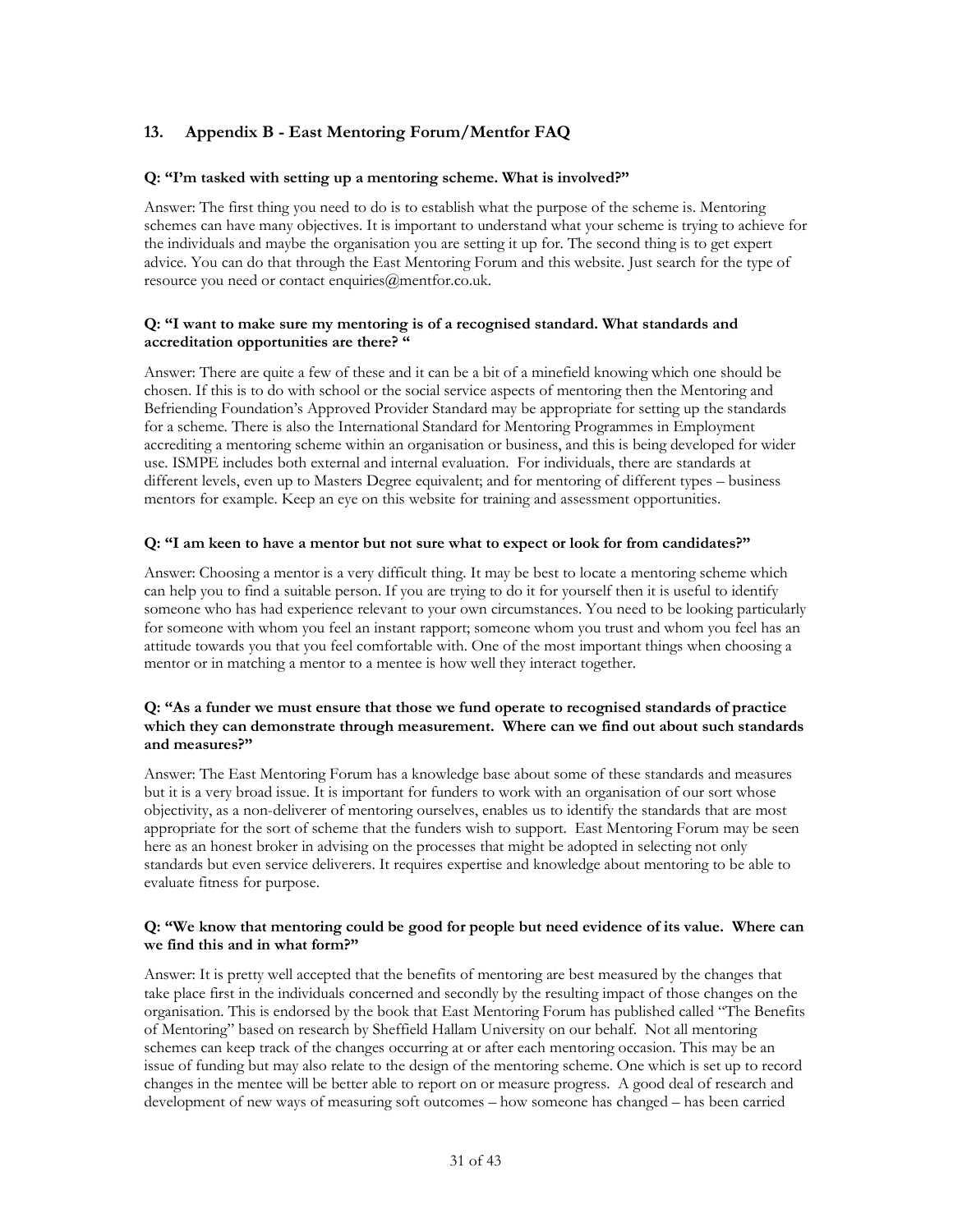## 13. Appendix B - East Mentoring Forum/Mentfor FAQ

**Q: "I'm tasked with setting up a mentoring scheme. What is involved?"**

Answer: The first thing you need to do is to establish what the purpose of the scheme is. Mentoring schemes can have many objectives. It is important to understand what your scheme is trying to achieve for the individuals and maybe the organisation you are setting it up for. The second thing is to get expert advice. You can do that through the East Mentoring Forum and this website. Just search for the type of resource you need or contact enquiries@mentfor.co.uk.

**Q: "I want to make sure my mentoring is of a recognised standard. What standards and accreditation opportunities are there? "**

Answer: There are quite a few of these and it can be a bit of a minefield knowing which one should be chosen. If this is to do with school or the social service aspects of mentoring then the Mentoring and Befriending Foundation's Approved Provider Standard may be appropriate for setting up the standards for a scheme. There is also the International Standard for Mentoring Programmes in Employment accrediting a mentoring scheme within an organisation or business, and this is being developed for wider use. ISMPE includes both external and internal evaluation. For individuals, there are standards at different levels, even up to Masters Degree equivalent; and for mentoring of different types – business mentors for example. Keep an eye on this website for training and assessment opportunities.

**Q: "I am keen to have a mentor but not sure what to expect or look for from candidates?"**

Answer: Choosing a mentor is a very difficult thing. It may be best to locate a mentoring scheme which can help you to find a suitable person. If you are trying to do it for yourself then it is useful to identify someone who has had experience relevant to your own circumstances. You need to be looking particularly for someone with whom you feel an instant rapport; someone whom you trust and whom you feel has an attitude towards you that you feel comfortable with. One of the most important things when choosing a mentor or in matching a mentor to a mentee is how well they interact together.

**Q: "As a funder we must ensure that those we fund operate to recognised standards of practice which they can demonstrate through measurement. Where can we find out about such standards and measures?"**

Answer: The East Mentoring Forum has a knowledge base about some of these standards and measures but it is a very broad issue. It is important for funders to work with an organisation of our sort whose objectivity, as a non-deliverer of mentoring ourselves, enables us to identify the standards that are most appropriate for the sort of scheme that the funders wish to support. East Mentoring Forum may be seen here as an honest broker in advising on the processes that might be adopted in selecting not only standards but even service deliverers. It requires expertise and knowledge about mentoring to be able to evaluate fitness for purpose.

**Q: "We know that mentoring could be good for people but need evidence of its value. Where can we find this and in what form?"**

Answer: It is pretty well accepted that the benefits of mentoring are best measured by the changes that take place first in the individuals concerned and secondly by the resulting impact of those changes on the organisation. This is endorsed by the book that East Mentoring Forum has published called "The Benefits of Mentoring" based on research by Sheffield Hallam University on our behalf. Not all mentoring schemes can keep track of the changes occurring at or after each mentoring occasion. This may be an issue of funding but may also relate to the design of the mentoring scheme. One which is set up to record changes in the mentee will be better able to report on or measure progress. A good deal of research and development of new ways of measuring soft outcomes – how someone has changed – has been carried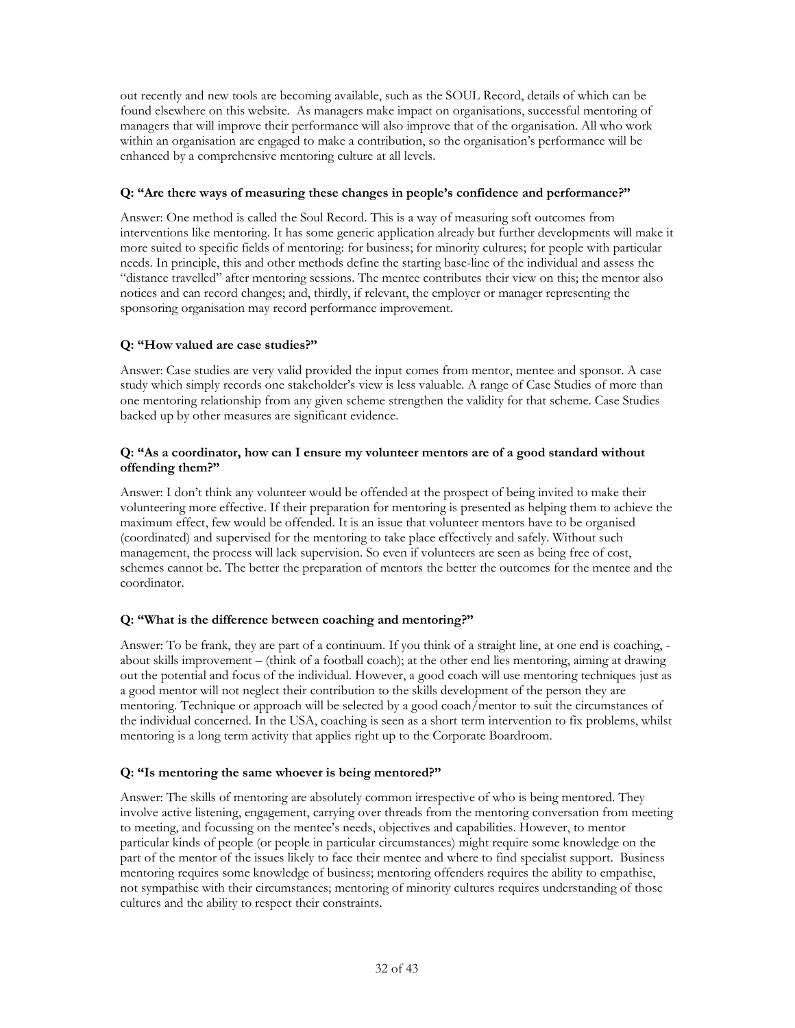out recently and new tools are becoming available, such as the SOUL Record, details of which can be found elsewhere on this website. As managers make impact on organisations, successful mentoring of managers that will improve their performance will also improve that of the organisation. All who work within an organisation are engaged to make a contribution, so the organisation's performance will be enhanced by a comprehensive mentoring culture at all levels.

**Q: "Are there ways of measuring these changes in people's confidence and performance?"**

Answer: One method is called the Soul Record. This is a way of measuring soft outcomes from interventions like mentoring. It has some generic application already but further developments will make it more suited to specific fields of mentoring: for business; for minority cultures; for people with particular needs. In principle, this and other methods define the starting base-line of the individual and assess the "distance travelled" after mentoring sessions. The mentee contributes their view on this; the mentor also notices and can record changes; and, thirdly, if relevant, the employer or manager representing the sponsoring organisation may record performance improvement.

**Q: "How valued are case studies?"**

Answer: Case studies are very valid provided the input comes from mentor, mentee and sponsor. A case study which simply records one stakeholder's view is less valuable. A range of Case Studies of more than one mentoring relationship from any given scheme strengthen the validity for that scheme. Case Studies backed up by other measures are significant evidence.

**Q: "As a coordinator, how can I ensure my volunteer mentors are of a good standard without offending them?"**

Answer: I don't think any volunteer would be offended at the prospect of being invited to make their volunteering more effective. If their preparation for mentoring is presented as helping them to achieve the maximum effect, few would be offended. It is an issue that volunteer mentors have to be organised (coordinated) and supervised for the mentoring to take place effectively and safely. Without such management, the process will lack supervision. So even if volunteers are seen as being free of cost, schemes cannot be. The better the preparation of mentors the better the outcomes for the mentee and the coordinator.

**Q: "What is the difference between coaching and mentoring?"**

Answer: To be frank, they are part of a continuum. If you think of a straight line, at one end is coaching, - about skills improvement – (think of a football coach); at the other end lies mentoring, aiming at drawing out the potential and focus of the individual. However, a good coach will use mentoring techniques just as a good mentor will not neglect their contribution to the skills development of the person they are mentoring. Technique or approach will be selected by a good coach/mentor to suit the circumstances of the individual concerned. In the USA, coaching is seen as a short term intervention to fix problems, whilst mentoring is a long term activity that applies right up to the Corporate Boardroom.

**Q: "Is mentoring the same whoever is being mentored?"**

Answer: The skills of mentoring are absolutely common irrespective of who is being mentored. They involve active listening, engagement, carrying over threads from the mentoring conversation from meeting to meeting, and focussing on the mentee's needs, objectives and capabilities. However, to mentor particular kinds of people (or people in particular circumstances) might require some knowledge on the part of the mentor of the issues likely to face their mentee and where to find specialist support. Business mentoring requires some knowledge of business; mentoring offenders requires the ability to empathise, not sympathise with their circumstances; mentoring of minority cultures requires understanding of those cultures and the ability to respect their constraints.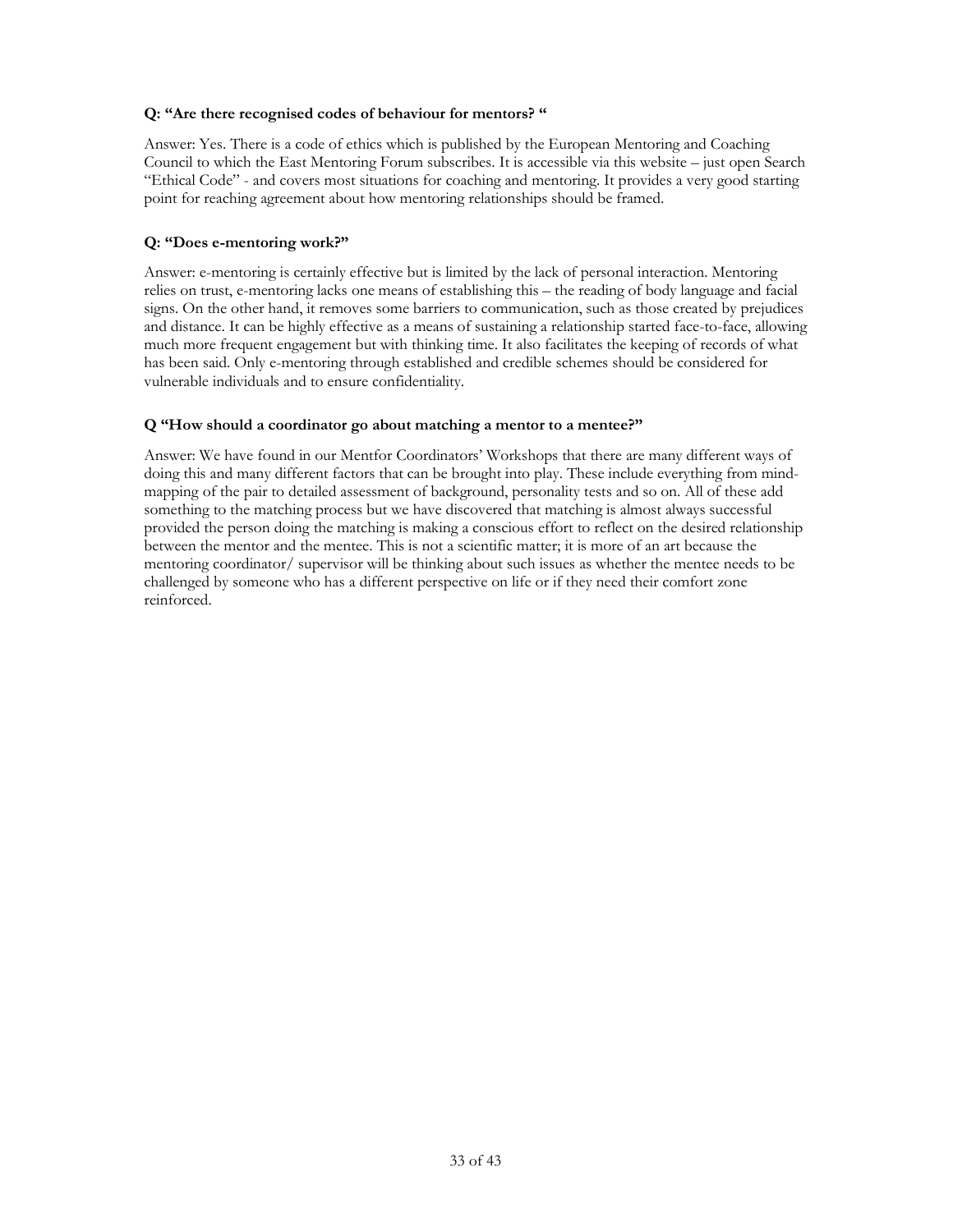**Q: "Are there recognised codes of behaviour for mentors? "**

Answer: Yes. There is a code of ethics which is published by the European Mentoring and Coaching Council to which the East Mentoring Forum subscribes. It is accessible via this website – just open Search "Ethical Code" - and covers most situations for coaching and mentoring. It provides a very good starting point for reaching agreement about how mentoring relationships should be framed.

**Q: "Does e-mentoring work?"**

Answer: e-mentoring is certainly effective but is limited by the lack of personal interaction. Mentoring relies on trust, e-mentoring lacks one means of establishing this – the reading of body language and facial signs. On the other hand, it removes some barriers to communication, such as those created by prejudices and distance. It can be highly effective as a means of sustaining a relationship started face-to-face, allowing much more frequent engagement but with thinking time. It also facilitates the keeping of records of what has been said. Only e-mentoring through established and credible schemes should be considered for vulnerable individuals and to ensure confidentiality.

**Q "How should a coordinator go about matching a mentor to a mentee?"**

Answer: We have found in our Mentfor Coordinators' Workshops that there are many different ways of doing this and many different factors that can be brought into play. These include everything from mind-mapping of the pair to detailed assessment of background, personality tests and so on. All of these add something to the matching process but we have discovered that matching is almost always successful provided the person doing the matching is making a conscious effort to reflect on the desired relationship between the mentor and the mentee. This is not a scientific matter; it is more of an art because the mentoring coordinator/ supervisor will be thinking about such issues as whether the mentee needs to be challenged by someone who has a different perspective on life or if they need their comfort zone reinforced.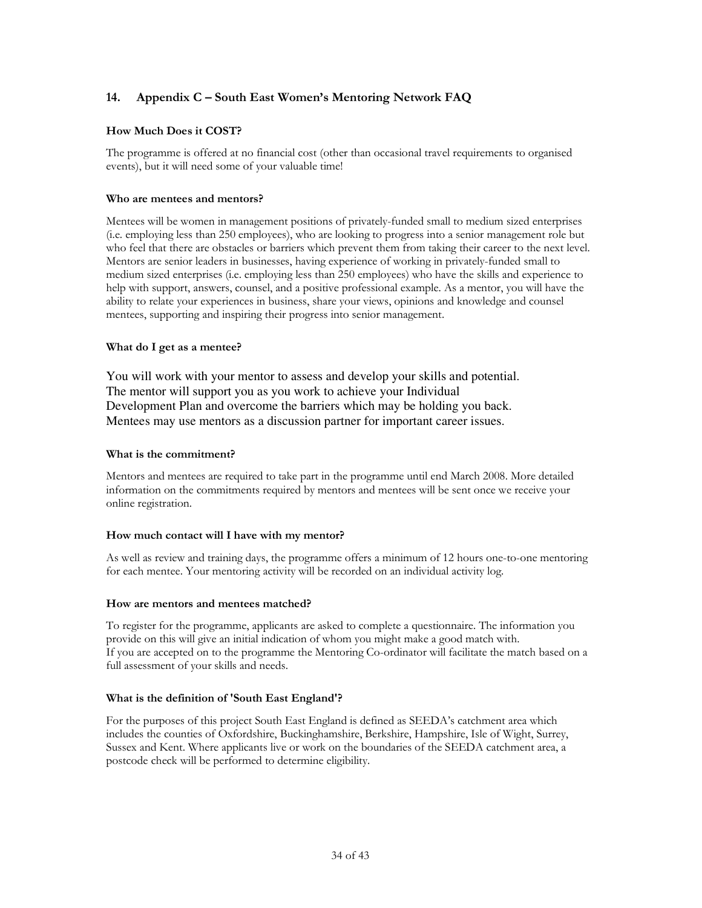## 14. Appendix C – South East Women's Mentoring Network FAQ

### How Much Does it COST?

The programme is offered at no financial cost (other than occasional travel requirements to organised events), but it will need some of your valuable time!

### Who are mentees and mentors?

Mentees will be women in management positions of privately-funded small to medium sized enterprises (i.e. employing less than 250 employees), who are looking to progress into a senior management role but who feel that there are obstacles or barriers which prevent them from taking their career to the next level. Mentors are senior leaders in businesses, having experience of working in privately-funded small to medium sized enterprises (i.e. employing less than 250 employees) who have the skills and experience to help with support, answers, counsel, and a positive professional example. As a mentor, you will have the ability to relate your experiences in business, share your views, opinions and knowledge and counsel mentees, supporting and inspiring their progress into senior management.

### What do I get as a mentee?

You will work with your mentor to assess and develop your skills and potential. The mentor will support you as you work to achieve your Individual Development Plan and overcome the barriers which may be holding you back. Mentees may use mentors as a discussion partner for important career issues.

### What is the commitment?

Mentors and mentees are required to take part in the programme until end March 2008. More detailed information on the commitments required by mentors and mentees will be sent once we receive your online registration.

### How much contact will I have with my mentor?

As well as review and training days, the programme offers a minimum of 12 hours one-to-one mentoring for each mentee. Your mentoring activity will be recorded on an individual activity log.

### How are mentors and mentees matched?

To register for the programme, applicants are asked to complete a questionnaire. The information you provide on this will give an initial indication of whom you might make a good match with.
If you are accepted on to the programme the Mentoring Co-ordinator will facilitate the match based on a full assessment of your skills and needs.

### What is the definition of 'South East England'?

For the purposes of this project South East England is defined as SEEDA's catchment area which includes the counties of Oxfordshire, Buckinghamshire, Berkshire, Hampshire, Isle of Wight, Surrey, Sussex and Kent. Where applicants live or work on the boundaries of the SEEDA catchment area, a postcode check will be performed to determine eligibility.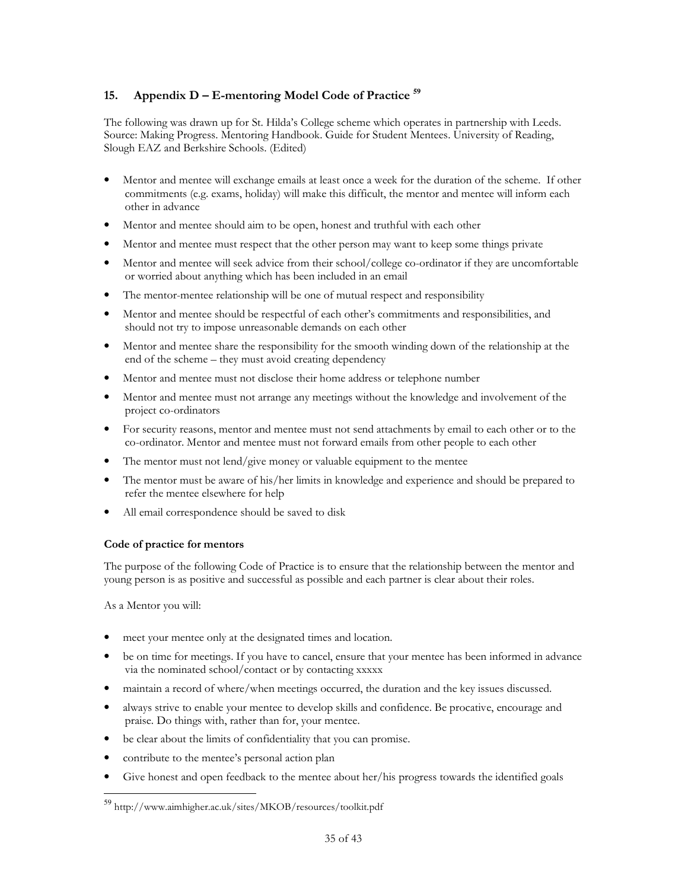## 15. Appendix D – E-mentoring Model Code of Practice [59]

The following was drawn up for St. Hilda's College scheme which operates in partnership with Leeds. Source: Making Progress. Mentoring Handbook. Guide for Student Mentees. University of Reading, Slough EAZ and Berkshire Schools. (Edited)

- Mentor and mentee will exchange emails at least once a week for the duration of the scheme. If other commitments (e.g. exams, holiday) will make this difficult, the mentor and mentee will inform each other in advance
- Mentor and mentee should aim to be open, honest and truthful with each other
- Mentor and mentee must respect that the other person may want to keep some things private
- Mentor and mentee will seek advice from their school/college co-ordinator if they are uncomfortable or worried about anything which has been included in an email
- The mentor-mentee relationship will be one of mutual respect and responsibility
- Mentor and mentee should be respectful of each other's commitments and responsibilities, and should not try to impose unreasonable demands on each other
- Mentor and mentee share the responsibility for the smooth winding down of the relationship at the end of the scheme – they must avoid creating dependency
- Mentor and mentee must not disclose their home address or telephone number
- Mentor and mentee must not arrange any meetings without the knowledge and involvement of the project co-ordinators
- For security reasons, mentor and mentee must not send attachments by email to each other or to the co-ordinator. Mentor and mentee must not forward emails from other people to each other
- The mentor must not lend/give money or valuable equipment to the mentee
- The mentor must be aware of his/her limits in knowledge and experience and should be prepared to refer the mentee elsewhere for help
- All email correspondence should be saved to disk

**Code of practice for mentors**

The purpose of the following Code of Practice is to ensure that the relationship between the mentor and young person is as positive and successful as possible and each partner is clear about their roles.

As a Mentor you will:

- meet your mentee only at the designated times and location.
- be on time for meetings. If you have to cancel, ensure that your mentee has been informed in advance via the nominated school/contact or by contacting xxxxx
- maintain a record of where/when meetings occurred, the duration and the key issues discussed.
- always strive to enable your mentee to develop skills and confidence. Be procative, encourage and praise. Do things with, rather than for, your mentee.
- be clear about the limits of confidentiality that you can promise.
- contribute to the mentee's personal action plan
- Give honest and open feedback to the mentee about her/his progress towards the identified goals

[59] http://www.aimhigher.ac.uk/sites/MKOB/resources/toolkit.pdf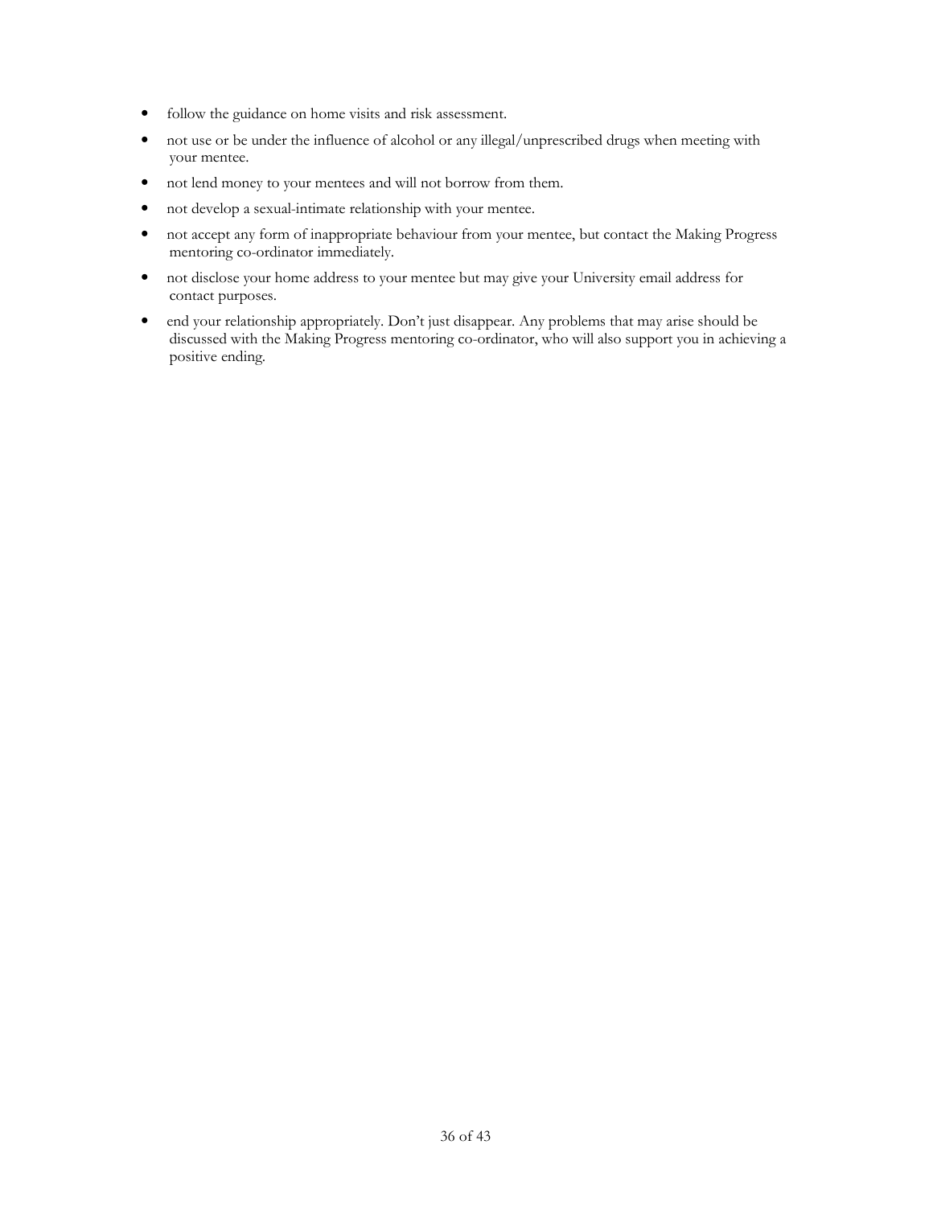- follow the guidance on home visits and risk assessment.
- not use or be under the influence of alcohol or any illegal/unprescribed drugs when meeting with your mentee.
- not lend money to your mentees and will not borrow from them.
- not develop a sexual-intimate relationship with your mentee.
- not accept any form of inappropriate behaviour from your mentee, but contact the Making Progress mentoring co-ordinator immediately.
- not disclose your home address to your mentee but may give your University email address for contact purposes.
- end your relationship appropriately. Don't just disappear. Any problems that may arise should be discussed with the Making Progress mentoring co-ordinator, who will also support you in achieving a positive ending.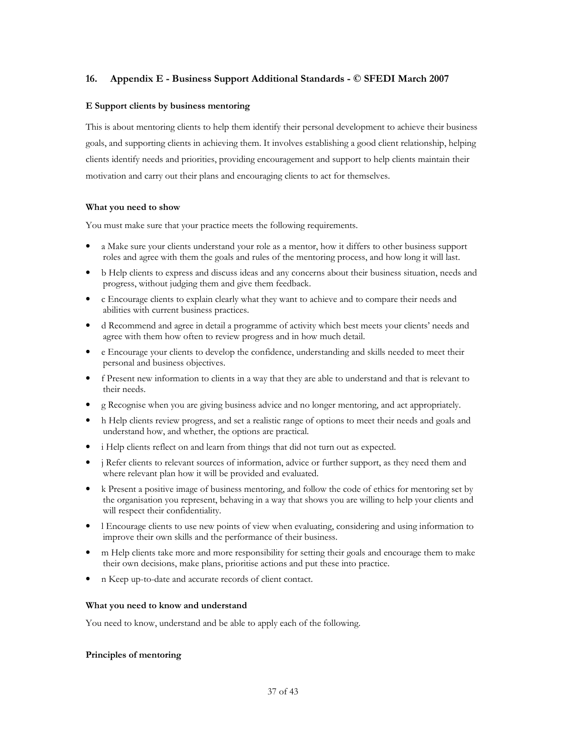## 16. Appendix E - Business Support Additional Standards - © SFEDI March 2007

### E Support clients by business mentoring

This is about mentoring clients to help them identify their personal development to achieve their business goals, and supporting clients in achieving them. It involves establishing a good client relationship, helping clients identify needs and priorities, providing encouragement and support to help clients maintain their motivation and carry out their plans and encouraging clients to act for themselves.

#### What you need to show

You must make sure that your practice meets the following requirements.

- a Make sure your clients understand your role as a mentor, how it differs to other business support roles and agree with them the goals and rules of the mentoring process, and how long it will last.
- b Help clients to express and discuss ideas and any concerns about their business situation, needs and progress, without judging them and give them feedback.
- c Encourage clients to explain clearly what they want to achieve and to compare their needs and abilities with current business practices.
- d Recommend and agree in detail a programme of activity which best meets your clients' needs and agree with them how often to review progress and in how much detail.
- e Encourage your clients to develop the confidence, understanding and skills needed to meet their personal and business objectives.
- f Present new information to clients in a way that they are able to understand and that is relevant to their needs.
- g Recognise when you are giving business advice and no longer mentoring, and act appropriately.
- h Help clients review progress, and set a realistic range of options to meet their needs and goals and understand how, and whether, the options are practical.
- i Help clients reflect on and learn from things that did not turn out as expected.
- j Refer clients to relevant sources of information, advice or further support, as they need them and where relevant plan how it will be provided and evaluated.
- k Present a positive image of business mentoring, and follow the code of ethics for mentoring set by the organisation you represent, behaving in a way that shows you are willing to help your clients and will respect their confidentiality.
- l Encourage clients to use new points of view when evaluating, considering and using information to improve their own skills and the performance of their business.
- m Help clients take more and more responsibility for setting their goals and encourage them to make their own decisions, make plans, prioritise actions and put these into practice.
- n Keep up-to-date and accurate records of client contact.

#### What you need to know and understand

You need to know, understand and be able to apply each of the following.

#### Principles of mentoring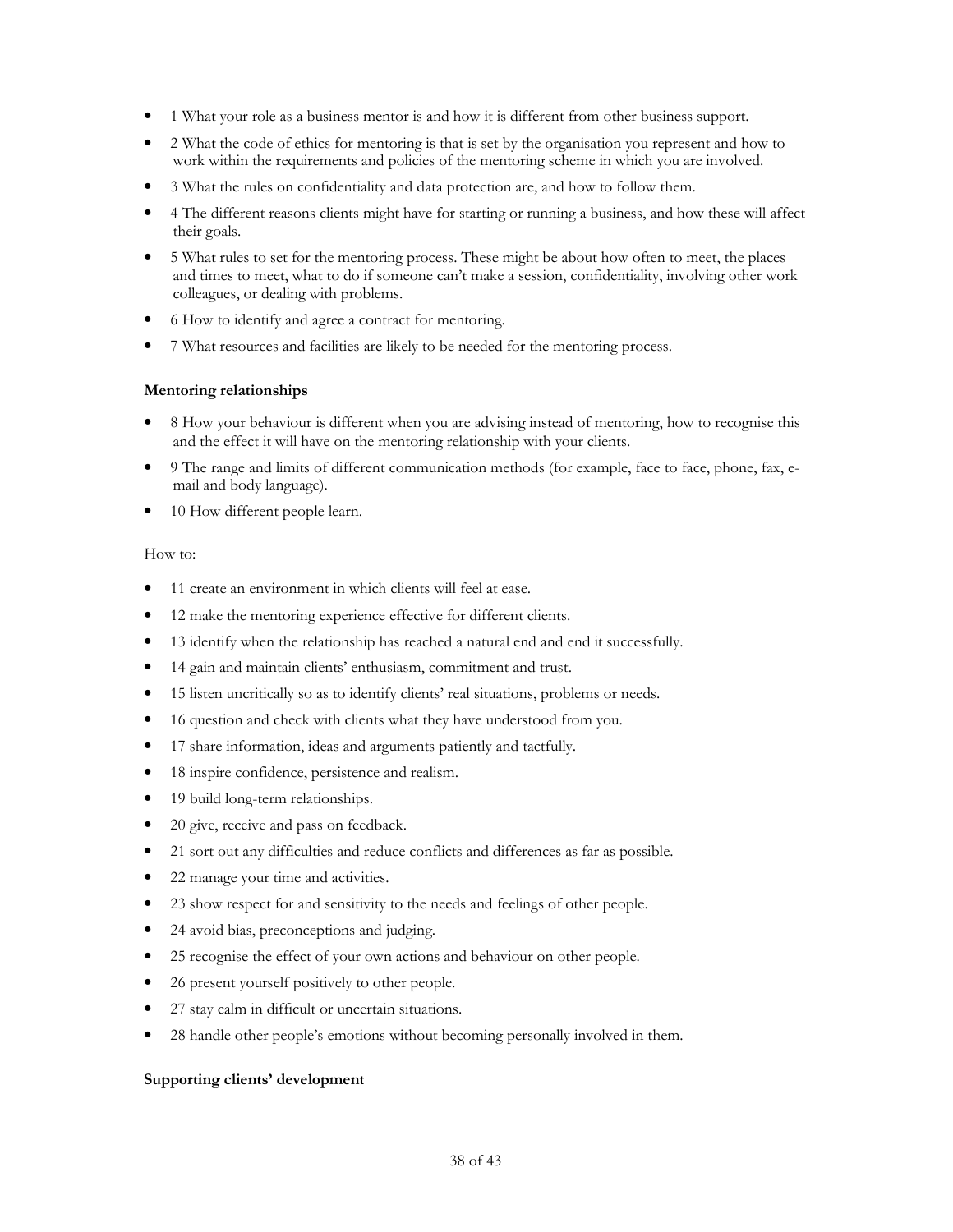- 1 What your role as a business mentor is and how it is different from other business support.
- 2 What the code of ethics for mentoring is that is set by the organisation you represent and how to work within the requirements and policies of the mentoring scheme in which you are involved.
- 3 What the rules on confidentiality and data protection are, and how to follow them.
- 4 The different reasons clients might have for starting or running a business, and how these will affect their goals.
- 5 What rules to set for the mentoring process. These might be about how often to meet, the places and times to meet, what to do if someone can't make a session, confidentiality, involving other work colleagues, or dealing with problems.
- 6 How to identify and agree a contract for mentoring.
- 7 What resources and facilities are likely to be needed for the mentoring process.

**Mentoring relationships**

- 8 How your behaviour is different when you are advising instead of mentoring, how to recognise this and the effect it will have on the mentoring relationship with your clients.
- 9 The range and limits of different communication methods (for example, face to face, phone, fax, e-mail and body language).
- 10 How different people learn.

How to:

- 11 create an environment in which clients will feel at ease.
- 12 make the mentoring experience effective for different clients.
- 13 identify when the relationship has reached a natural end and end it successfully.
- 14 gain and maintain clients' enthusiasm, commitment and trust.
- 15 listen uncritically so as to identify clients' real situations, problems or needs.
- 16 question and check with clients what they have understood from you.
- 17 share information, ideas and arguments patiently and tactfully.
- 18 inspire confidence, persistence and realism.
- 19 build long-term relationships.
- 20 give, receive and pass on feedback.
- 21 sort out any difficulties and reduce conflicts and differences as far as possible.
- 22 manage your time and activities.
- 23 show respect for and sensitivity to the needs and feelings of other people.
- 24 avoid bias, preconceptions and judging.
- 25 recognise the effect of your own actions and behaviour on other people.
- 26 present yourself positively to other people.
- 27 stay calm in difficult or uncertain situations.
- 28 handle other people's emotions without becoming personally involved in them.

**Supporting clients' development**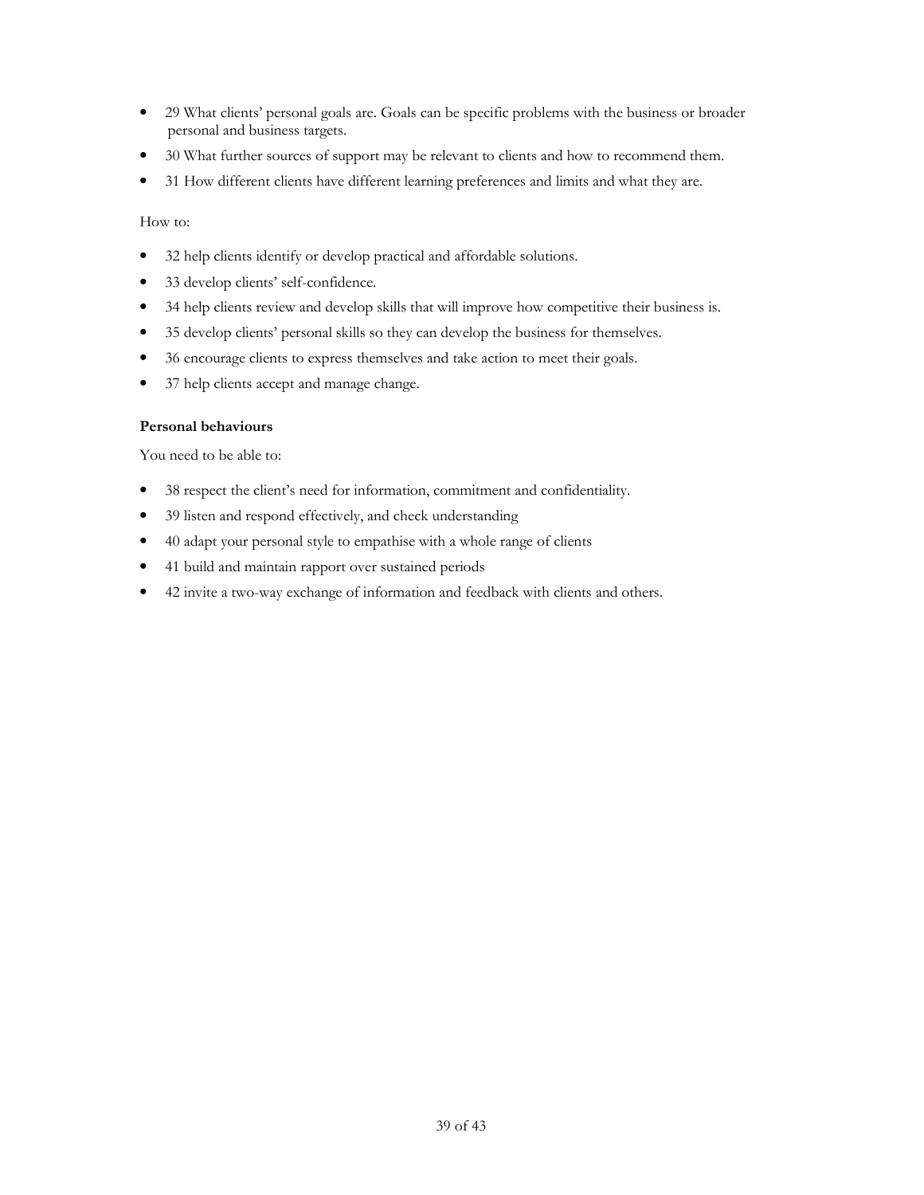- 29 What clients' personal goals are. Goals can be specific problems with the business or broader personal and business targets.
- 30 What further sources of support may be relevant to clients and how to recommend them.
- 31 How different clients have different learning preferences and limits and what they are.

How to:

- 32 help clients identify or develop practical and affordable solutions.
- 33 develop clients' self-confidence.
- 34 help clients review and develop skills that will improve how competitive their business is.
- 35 develop clients' personal skills so they can develop the business for themselves.
- 36 encourage clients to express themselves and take action to meet their goals.
- 37 help clients accept and manage change.

**Personal behaviours**

You need to be able to:

- 38 respect the client's need for information, commitment and confidentiality.
- 39 listen and respond effectively, and check understanding
- 40 adapt your personal style to empathise with a whole range of clients
- 41 build and maintain rapport over sustained periods
- 42 invite a two-way exchange of information and feedback with clients and others.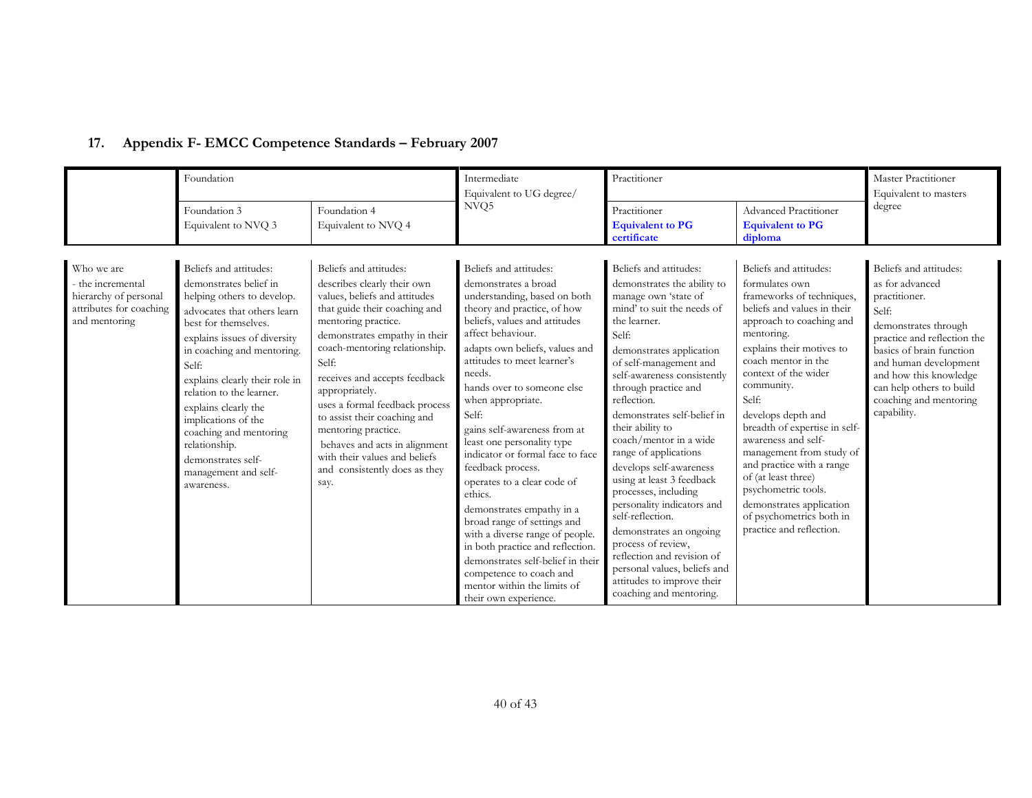## 17. Appendix F- EMCC Competence Standards – February 2007

| | Foundation | | Intermediate<br>Equivalent to UG degree/ NVQ5 | Practitioner | | Master Practitioner<br>Equivalent to masters degree |
|---|---|---|---|---|---|---|
| | Foundation 3<br>Equivalent to NVQ 3 | Foundation 4<br>Equivalent to NVQ 4 | | Practitioner<br>**Equivalent to PG certificate** | Advanced Practitioner<br>**Equivalent to PG diploma** | |
| Who we are<br>- the incremental hierarchy of personal attributes for coaching and mentoring | Beliefs and attitudes:<br>demonstrates belief in helping others to develop.<br>advocates that others learn best for themselves.<br>explains issues of diversity in coaching and mentoring.<br>Self:<br>explains clearly their role in relation to the learner.<br>explains clearly the implications of the coaching and mentoring relationship.<br>demonstrates self-management and self-awareness. | Beliefs and attitudes:<br>describes clearly their own values, beliefs and attitudes that guide their coaching and mentoring practice.<br>demonstrates empathy in their coach-mentoring relationship.<br>Self:<br>receives and accepts feedback appropriately.<br>uses a formal feedback process to assist their coaching and mentoring practice.<br>behaves and acts in alignment with their values and beliefs and consistently does as they say. | Beliefs and attitudes:<br>demonstrates a broad understanding, based on both theory and practice, of how beliefs, values and attitudes affect behaviour.<br>adapts own beliefs, values and attitudes to meet learner's needs.<br>hands over to someone else when appropriate.<br>Self:<br>gains self-awareness from at least one personality type indicator or formal face to face feedback process.<br>operates to a clear code of ethics.<br>demonstrates empathy in a broad range of settings and with a diverse range of people. in both practice and reflection.<br>demonstrates self-belief in their competence to coach and mentor within the limits of their own experience. | Beliefs and attitudes:<br>demonstrates the ability to manage own 'state of mind' to suit the needs of the learner.<br>Self:<br>demonstrates application of self-management and self-awareness consistently through practice and reflection.<br>demonstrates self-belief in their ability to coach/mentor in a wide range of applications<br>develops self-awareness using at least 3 feedback processes, including personality indicators and self-reflection.<br>demonstrates an ongoing process of review, reflection and revision of personal values, beliefs and attitudes to improve their coaching and mentoring. | Beliefs and attitudes:<br>formulates own frameworks of techniques, beliefs and values in their approach to coaching and mentoring.<br>explains their motives to coach mentor in the context of the wider community.<br>Self:<br>develops depth and breadth of expertise in self-awareness and self-management from study of and practice with a range of (at least three) psychometric tools.<br>demonstrates application of psychometrics both in practice and reflection. | Beliefs and attitudes:<br>as for advanced practitioner.<br>Self:<br>demonstrates through practice and reflection the basics of brain function and human development and how this knowledge can help others to build coaching and mentoring capability. |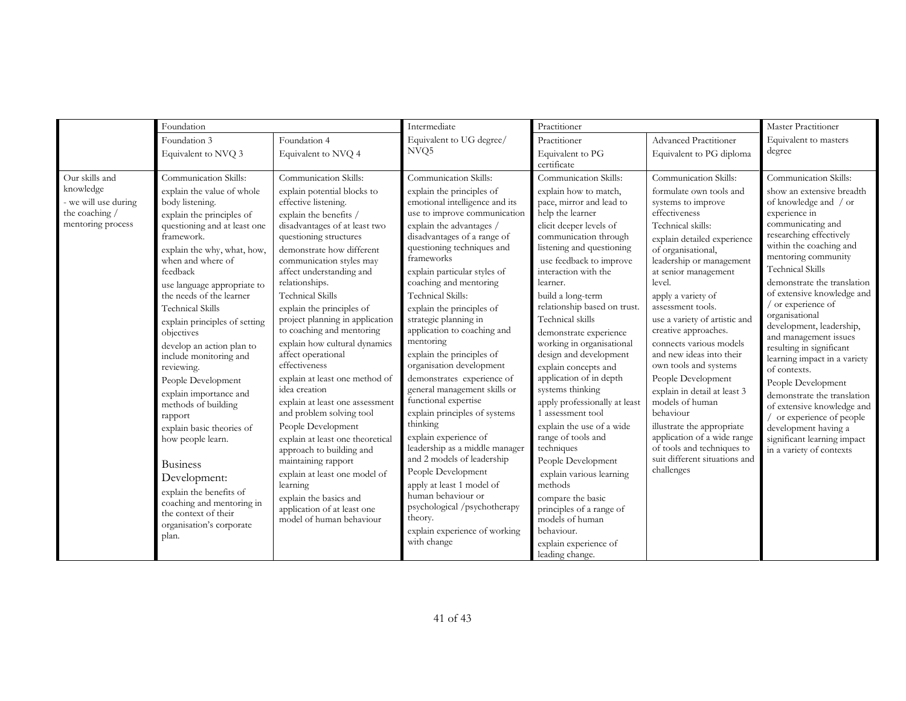| | Foundation | | Intermediate | Practitioner | | Master Practitioner |
|---|---|---|---|---|---|---|
| | Foundation 3<br>Equivalent to NVQ 3 | Foundation 4<br>Equivalent to NVQ 4 | Equivalent to UG degree/ NVQ5 | Practitioner<br>Equivalent to PG certificate | Advanced Practitioner<br>Equivalent to PG diploma | Equivalent to masters degree |
| Our skills and knowledge - we will use during the coaching / mentoring process | Communication Skills:<br>explain the value of whole body listening.<br>explain the principles of questioning and at least one framework.<br>explain the why, what, how, when and where of feedback<br>use language appropriate to the needs of the learner<br>Technical Skills<br>explain principles of setting objectives<br>develop an action plan to include monitoring and reviewing.<br>People Development<br>explain importance and methods of building rapport<br>explain basic theories of how people learn.<br>Business Development:<br>explain the benefits of coaching and mentoring in the context of their organisation's corporate plan. | Communication Skills:<br>explain potential blocks to effective listening.<br>explain the benefits / disadvantages of at least two questioning structures<br>demonstrate how different communication styles may affect understanding and relationships.<br>Technical Skills<br>explain the principles of project planning in application to coaching and mentoring<br>explain how cultural dynamics affect operational effectiveness<br>explain at least one method of idea creation<br>explain at least one assessment and problem solving tool<br>People Development<br>explain at least one theoretical approach to building and maintaining rapport<br>explain at least one model of learning<br>explain the basics and application of at least one model of human behaviour | Communication Skills:<br>explain the principles of emotional intelligence and its use to improve communication<br>explain the advantages / disadvantages of a range of questioning techniques and frameworks<br>explain particular styles of coaching and mentoring<br>Technical Skills:<br>explain the principles of strategic planning in application to coaching and mentoring<br>explain the principles of organisation development<br>demonstrates experience of general management skills or functional expertise<br>explain principles of systems thinking<br>explain experience of leadership as a middle manager and 2 models of leadership<br>People Development<br>apply at least 1 model of human behaviour or psychological /psychotherapy theory.<br>explain experience of working with change | Communication Skills:<br>explain how to match, pace, mirror and lead to help the learner<br>elicit deeper levels of communication through listening and questioning<br>use feedback to improve interaction with the learner.<br>build a long-term relationship based on trust.<br>Technical skills<br>demonstrate experience working in organisational design and development<br>explain concepts and application of in depth systems thinking<br>apply professionally at least 1 assessment tool<br>explain the use of a wide range of tools and techniques<br>People Development<br>explain various learning methods<br>compare the basic principles of a range of models of human behaviour.<br>explain experience of leading change. | Communication Skills:<br>formulate own tools and systems to improve effectiveness<br>Technical skills:<br>explain detailed experience of organisational, leadership or management at senior management level.<br>apply a variety of assessment tools.<br>use a variety of artistic and creative approaches.<br>connects various models and new ideas into their own tools and systems<br>People Development<br>explain in detail at least 3 models of human behaviour<br>illustrate the appropriate application of a wide range of tools and techniques to suit different situations and challenges | Communication Skills:<br>show an extensive breadth of knowledge and / or experience in communicating and researching effectively within the coaching and mentoring community<br>Technical Skills<br>demonstrate the translation of extensive knowledge and / or experience of organisational development, leadership, and management issues resulting in significant learning impact in a variety of contexts.<br>People Development<br>demonstrate the translation of extensive knowledge and / or experience of people development having a significant learning impact in a variety of contexts |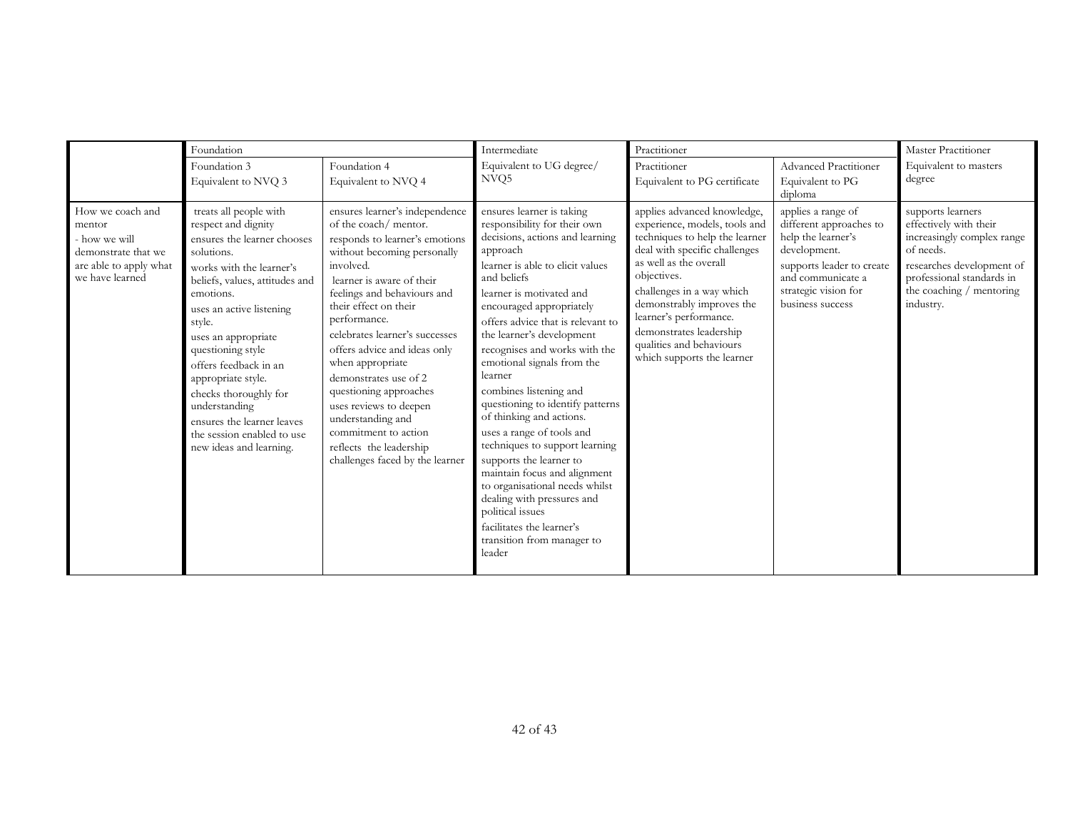| | Foundation | | Intermediate | Practitioner | | Master Practitioner |
|---|---|---|---|---|---|---|
| | Foundation 3 Equivalent to NVQ 3 | Foundation 4 Equivalent to NVQ 4 | Equivalent to UG degree/ NVQ5 | Practitioner Equivalent to PG certificate | Advanced Practitioner Equivalent to PG diploma | Equivalent to masters degree |
| How we coach and mentor - how we will demonstrate that we are able to apply what we have learned | treats all people with respect and dignity<br>ensures the learner chooses solutions.<br>works with the learner's beliefs, values, attitudes and emotions.<br>uses an active listening style.<br>uses an appropriate questioning style<br>offers feedback in an appropriate style.<br>checks thoroughly for understanding<br>ensures the learner leaves the session enabled to use new ideas and learning. | ensures learner's independence of the coach/ mentor.<br>responds to learner's emotions without becoming personally involved.<br>learner is aware of their feelings and behaviours and their effect on their performance.<br>celebrates learner's successes<br>offers advice and ideas only when appropriate<br>demonstrates use of 2 questioning approaches<br>uses reviews to deepen understanding and commitment to action<br>reflects the leadership challenges faced by the learner | ensures learner is taking responsibility for their own decisions, actions and learning approach<br>learner is able to elicit values and beliefs<br>learner is motivated and encouraged appropriately<br>offers advice that is relevant to the learner's development<br>recognises and works with the emotional signals from the learner<br>combines listening and questioning to identify patterns of thinking and actions.<br>uses a range of tools and techniques to support learning<br>supports the learner to maintain focus and alignment to organisational needs whilst dealing with pressures and political issues<br>facilitates the learner's transition from manager to leader | applies advanced knowledge, experience, models, tools and techniques to help the learner deal with specific challenges as well as the overall objectives.<br>challenges in a way which demonstrably improves the learner's performance.<br>demonstrates leadership qualities and behaviours which supports the learner | applies a range of different approaches to help the learner's development.<br>supports leader to create and communicate a strategic vision for business success | supports learners effectively with their increasingly complex range of needs.<br>researches development of professional standards in the coaching / mentoring industry. |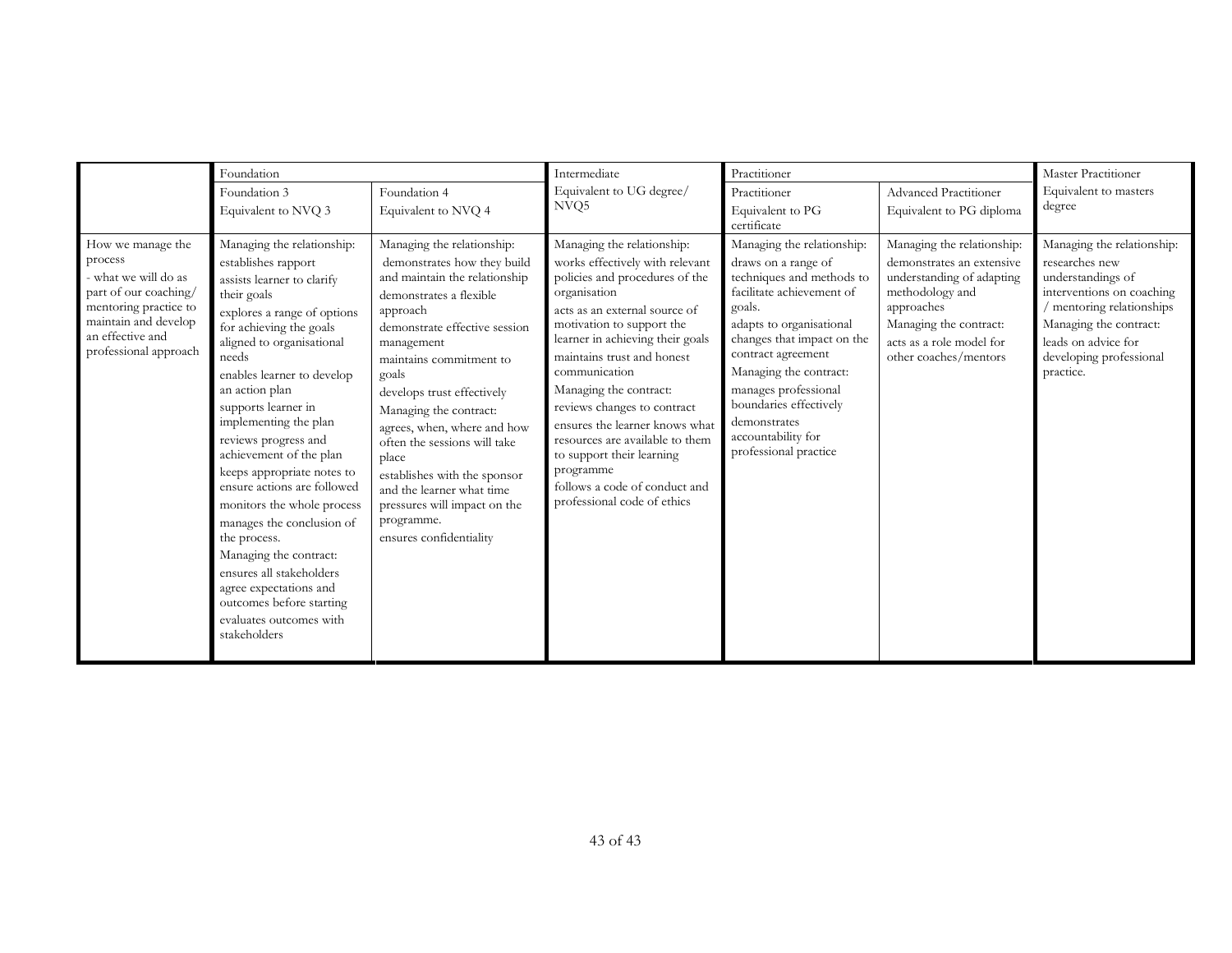| | Foundation | | Intermediate | Practitioner | | Master Practitioner |
|---|---|---|---|---|---|---|
| | Foundation 3<br>Equivalent to NVQ 3 | Foundation 4<br>Equivalent to NVQ 4 | Equivalent to UG degree/ NVQ5 | Practitioner<br>Equivalent to PG certificate | Advanced Practitioner<br>Equivalent to PG diploma | Equivalent to masters degree |
| How we manage the process<br>- what we will do as part of our coaching/ mentoring practice to maintain and develop an effective and professional approach | Managing the relationship:<br>establishes rapport<br>assists learner to clarify their goals<br>explores a range of options for achieving the goals aligned to organisational needs<br>enables learner to develop an action plan<br>supports learner in implementing the plan<br>reviews progress and achievement of the plan<br>keeps appropriate notes to ensure actions are followed<br>monitors the whole process<br>manages the conclusion of the process.<br>Managing the contract:<br>ensures all stakeholders agree expectations and outcomes before starting<br>evaluates outcomes with stakeholders | Managing the relationship:<br>demonstrates how they build and maintain the relationship<br>demonstrates a flexible approach<br>demonstrate effective session management<br>maintains commitment to goals<br>develops trust effectively<br>Managing the contract:<br>agrees, when, where and how often the sessions will take place<br>establishes with the sponsor and the learner what time pressures will impact on the programme.<br>ensures confidentiality | Managing the relationship:<br>works effectively with relevant policies and procedures of the organisation<br>acts as an external source of motivation to support the learner in achieving their goals<br>maintains trust and honest communication<br>Managing the contract:<br>reviews changes to contract<br>ensures the learner knows what resources are available to them to support their learning programme<br>follows a code of conduct and professional code of ethics | Managing the relationship:<br>draws on a range of techniques and methods to facilitate achievement of goals.<br>adapts to organisational changes that impact on the contract agreement<br>Managing the contract:<br>manages professional boundaries effectively<br>demonstrates accountability for professional practice | Managing the relationship:<br>demonstrates an extensive understanding of adapting methodology and approaches<br>Managing the contract:<br>acts as a role model for other coaches/mentors | Managing the relationship:<br>researches new understandings of interventions on coaching / mentoring relationships<br>Managing the contract:<br>leads on advice for developing professional practice. |